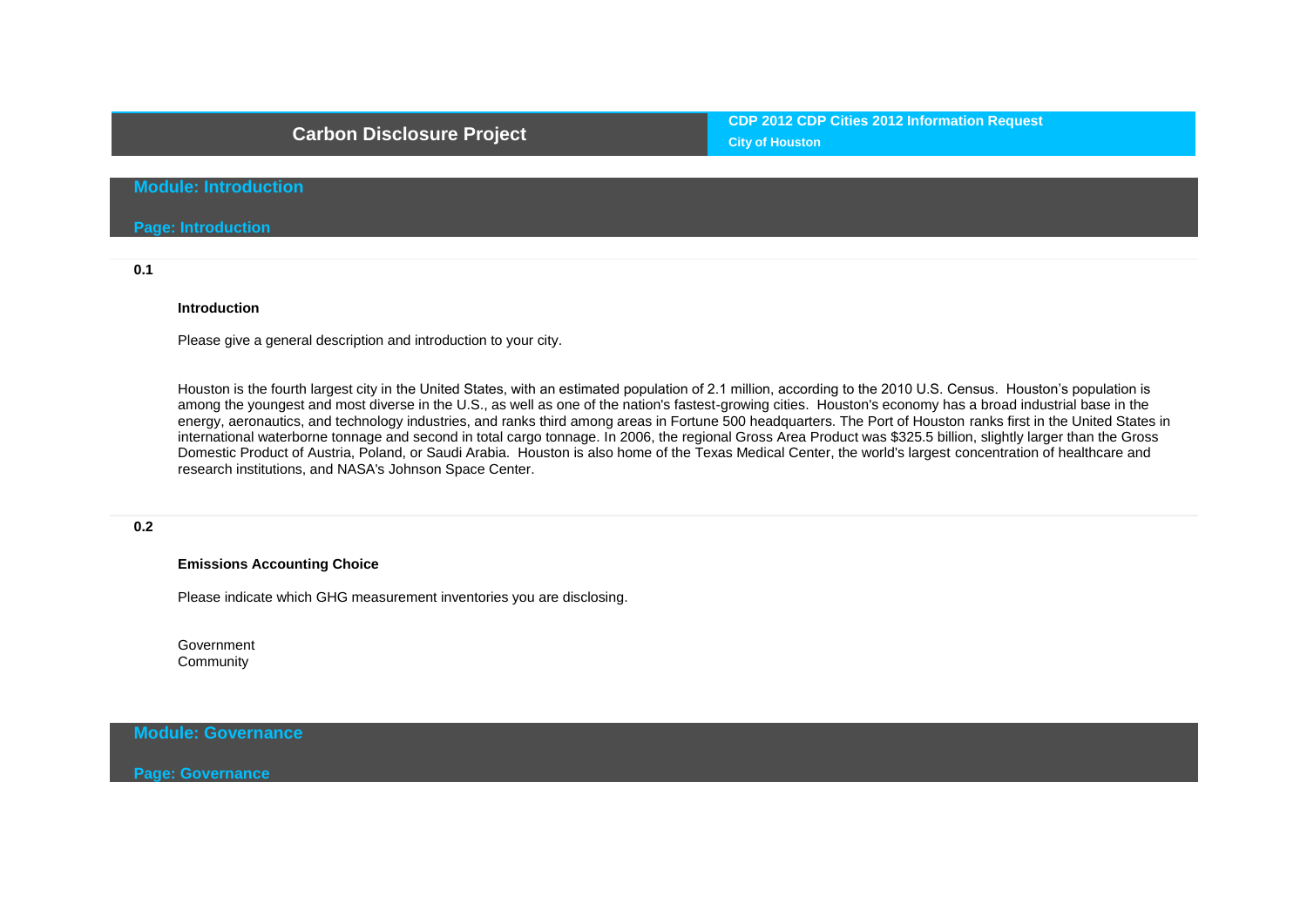# Carbon Disclosure Project

**CDP 2012 CDP Cities 2012 Information Request**
**City of Houston**

## Module: Introduction

### Page: Introduction

**0.1**

**Introduction**

Please give a general description and introduction to your city.

Houston is the fourth largest city in the United States, with an estimated population of 2.1 million, according to the 2010 U.S. Census. Houston's population is among the youngest and most diverse in the U.S., as well as one of the nation's fastest-growing cities. Houston's economy has a broad industrial base in the energy, aeronautics, and technology industries, and ranks third among areas in Fortune 500 headquarters. The Port of Houston ranks first in the United States in international waterborne tonnage and second in total cargo tonnage. In 2006, the regional Gross Area Product was $325.5 billion, slightly larger than the Gross Domestic Product of Austria, Poland, or Saudi Arabia. Houston is also home of the Texas Medical Center, the world's largest concentration of healthcare and research institutions, and NASA's Johnson Space Center.

**0.2**

**Emissions Accounting Choice**

Please indicate which GHG measurement inventories you are disclosing.

Government
Community

## Module: Governance

### Page: Governance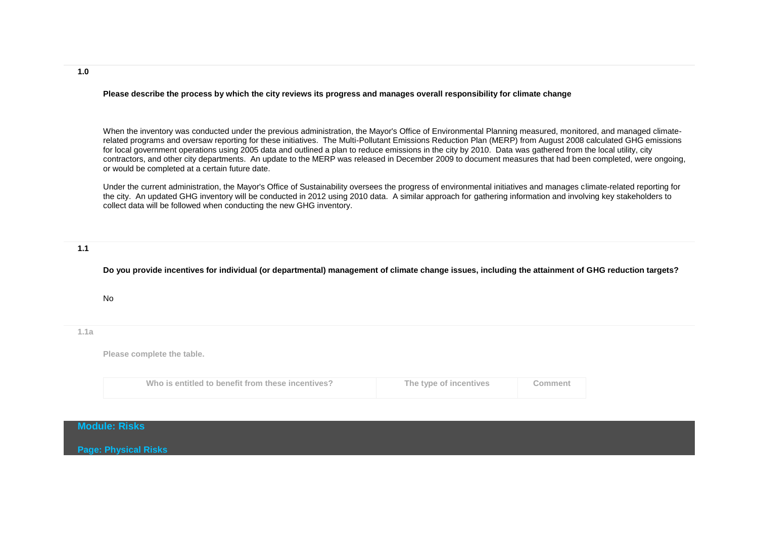**1.0**

**Please describe the process by which the city reviews its progress and manages overall responsibility for climate change**

When the inventory was conducted under the previous administration, the Mayor's Office of Environmental Planning measured, monitored, and managed climate-related programs and oversaw reporting for these initiatives. The Multi-Pollutant Emissions Reduction Plan (MERP) from August 2008 calculated GHG emissions for local government operations using 2005 data and outlined a plan to reduce emissions in the city by 2010. Data was gathered from the local utility, city contractors, and other city departments. An update to the MERP was released in December 2009 to document measures that had been completed, were ongoing, or would be completed at a certain future date.

Under the current administration, the Mayor's Office of Sustainability oversees the progress of environmental initiatives and manages climate-related reporting for the city. An updated GHG inventory will be conducted in 2012 using 2010 data. A similar approach for gathering information and involving key stakeholders to collect data will be followed when conducting the new GHG inventory.

**1.1**

**Do you provide incentives for individual (or departmental) management of climate change issues, including the attainment of GHG reduction targets?**

No

**1.1a**

**Please complete the table.**

| Who is entitled to benefit from these incentives? | The type of incentives | Comment |
|---|---|---|

## Module: Risks

### Page: Physical Risks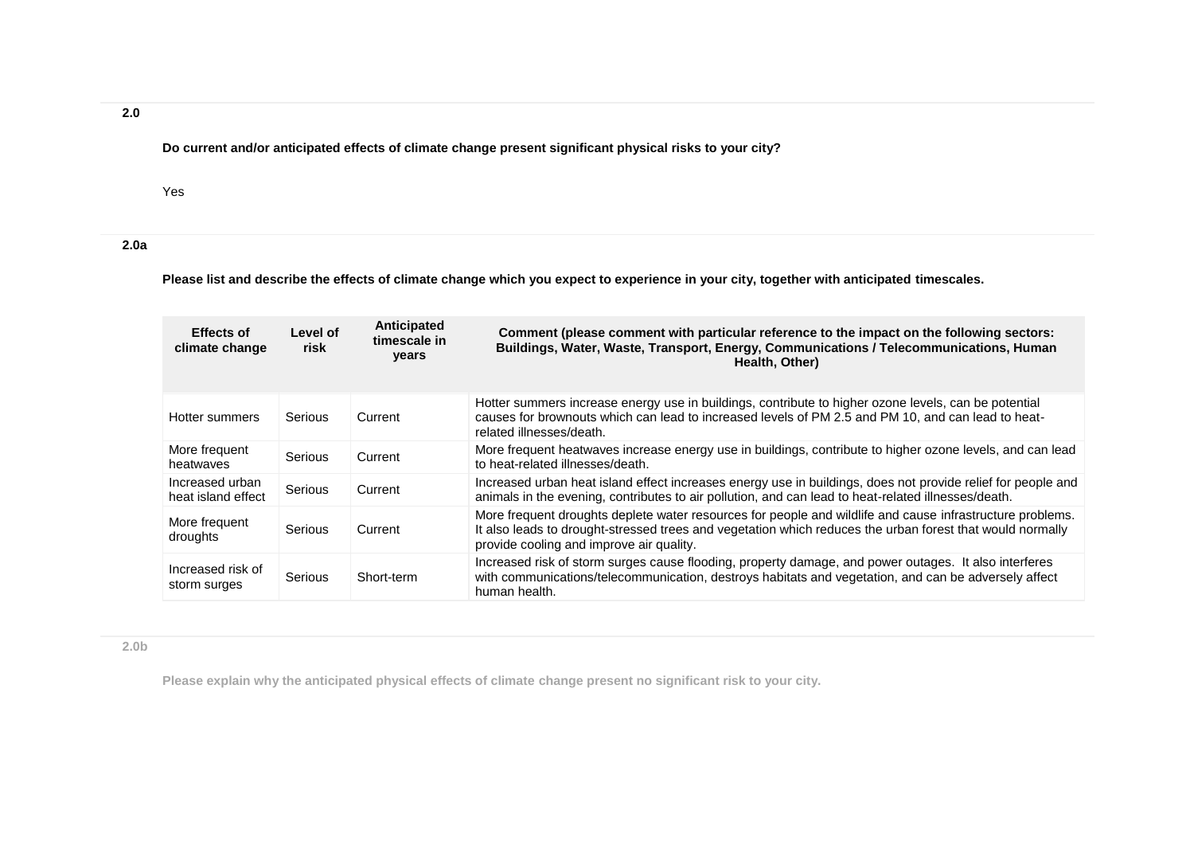**2.0**

**Do current and/or anticipated effects of climate change present significant physical risks to your city?**

Yes

**2.0a**

**Please list and describe the effects of climate change which you expect to experience in your city, together with anticipated timescales.**

| Effects of climate change | Level of risk | Anticipated timescale in years | Comment (please comment with particular reference to the impact on the following sectors: Buildings, Water, Waste, Transport, Energy, Communications / Telecommunications, Human Health, Other) |
|---|---|---|---|
| Hotter summers | Serious | Current | Hotter summers increase energy use in buildings, contribute to higher ozone levels, can be potential causes for brownouts which can lead to increased levels of PM 2.5 and PM 10, and can lead to heat-related illnesses/death. |
| More frequent heatwaves | Serious | Current | More frequent heatwaves increase energy use in buildings, contribute to higher ozone levels, and can lead to heat-related illnesses/death. |
| Increased urban heat island effect | Serious | Current | Increased urban heat island effect increases energy use in buildings, does not provide relief for people and animals in the evening, contributes to air pollution, and can lead to heat-related illnesses/death. |
| More frequent droughts | Serious | Current | More frequent droughts deplete water resources for people and wildlife and cause infrastructure problems. It also leads to drought-stressed trees and vegetation which reduces the urban forest that would normally provide cooling and improve air quality. |
| Increased risk of storm surges | Serious | Short-term | Increased risk of storm surges cause flooding, property damage, and power outages. It also interferes with communications/telecommunication, destroys habitats and vegetation, and can be adversely affect human health. |

**2.0b**

**Please explain why the anticipated physical effects of climate change present no significant risk to your city.**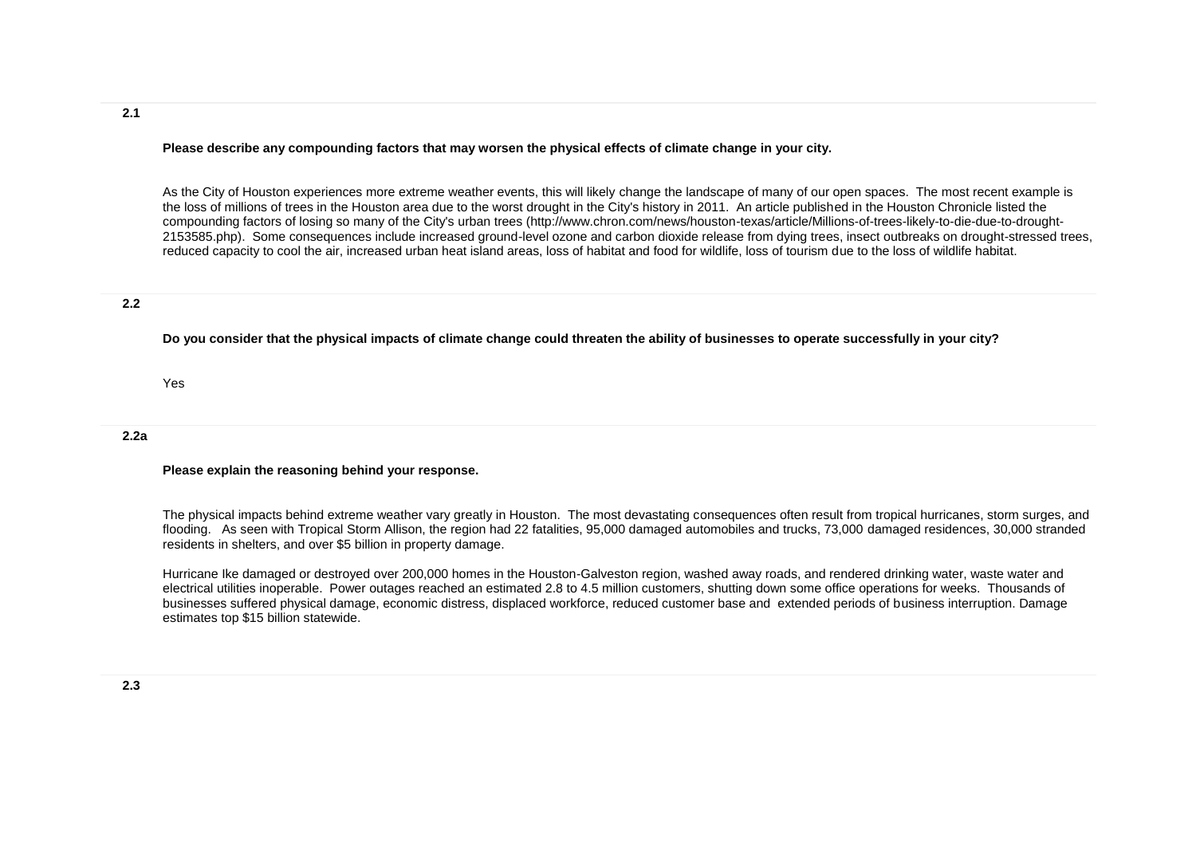**2.1**

**Please describe any compounding factors that may worsen the physical effects of climate change in your city.**

As the City of Houston experiences more extreme weather events, this will likely change the landscape of many of our open spaces. The most recent example is the loss of millions of trees in the Houston area due to the worst drought in the City's history in 2011. An article published in the Houston Chronicle listed the compounding factors of losing so many of the City's urban trees (http://www.chron.com/news/houston-texas/article/Millions-of-trees-likely-to-die-due-to-drought-2153585.php). Some consequences include increased ground-level ozone and carbon dioxide release from dying trees, insect outbreaks on drought-stressed trees, reduced capacity to cool the air, increased urban heat island areas, loss of habitat and food for wildlife, loss of tourism due to the loss of wildlife habitat.

**2.2**

**Do you consider that the physical impacts of climate change could threaten the ability of businesses to operate successfully in your city?**

Yes

**2.2a**

**Please explain the reasoning behind your response.**

The physical impacts behind extreme weather vary greatly in Houston. The most devastating consequences often result from tropical hurricanes, storm surges, and flooding. As seen with Tropical Storm Allison, the region had 22 fatalities, 95,000 damaged automobiles and trucks, 73,000 damaged residences, 30,000 stranded residents in shelters, and over $5 billion in property damage.

Hurricane Ike damaged or destroyed over 200,000 homes in the Houston-Galveston region, washed away roads, and rendered drinking water, waste water and electrical utilities inoperable. Power outages reached an estimated 2.8 to 4.5 million customers, shutting down some office operations for weeks. Thousands of businesses suffered physical damage, economic distress, displaced workforce, reduced customer base and extended periods of business interruption. Damage estimates top $15 billion statewide.

**2.3**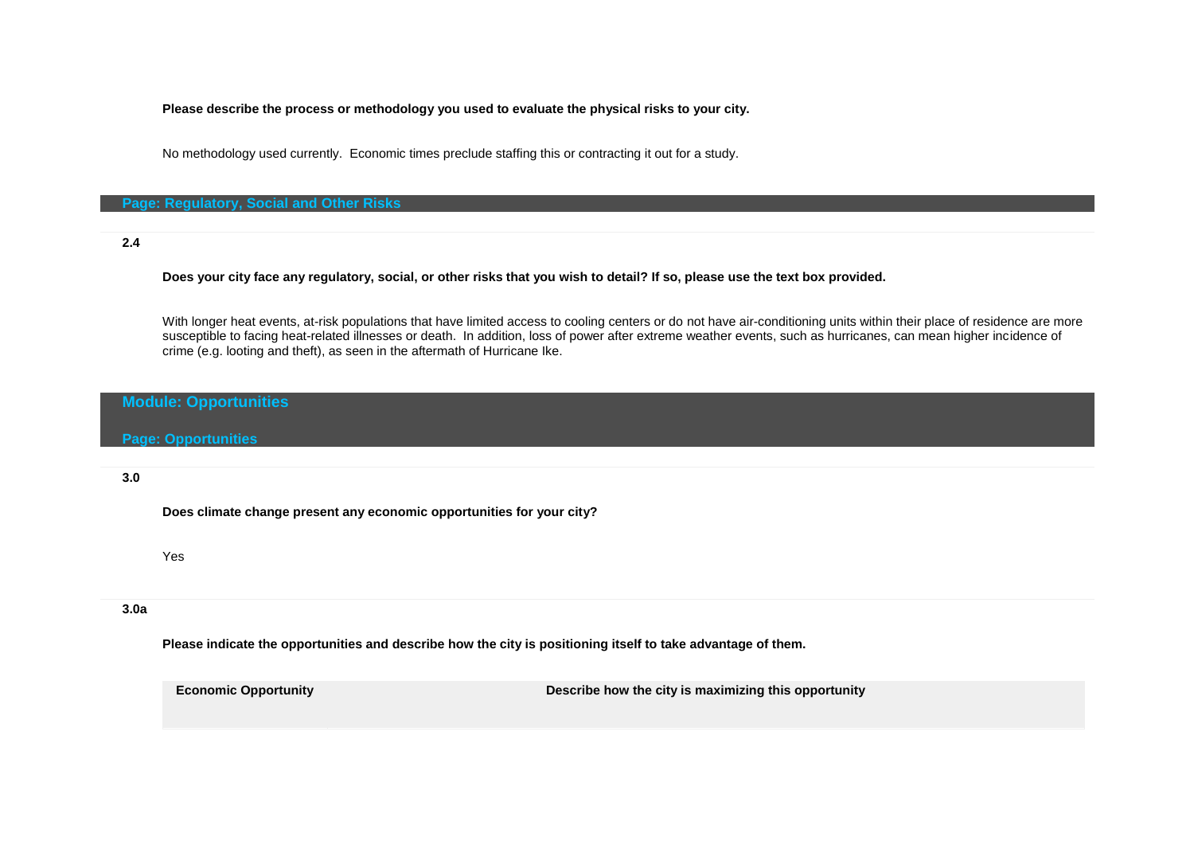**Please describe the process or methodology you used to evaluate the physical risks to your city.**

No methodology used currently.  Economic times preclude staffing this or contracting it out for a study.

### Page: Regulatory, Social and Other Risks

**2.4**

**Does your city face any regulatory, social, or other risks that you wish to detail? If so, please use the text box provided.**

With longer heat events, at-risk populations that have limited access to cooling centers or do not have air-conditioning units within their place of residence are more susceptible to facing heat-related illnesses or death.  In addition, loss of power after extreme weather events, such as hurricanes, can mean higher incidence of crime (e.g. looting and theft), as seen in the aftermath of Hurricane Ike.

## Module: Opportunities

### Page: Opportunities

**3.0**

**Does climate change present any economic opportunities for your city?**

Yes

**3.0a**

**Please indicate the opportunities and describe how the city is positioning itself to take advantage of them.**

| Economic Opportunity | Describe how the city is maximizing this opportunity |
|---|---|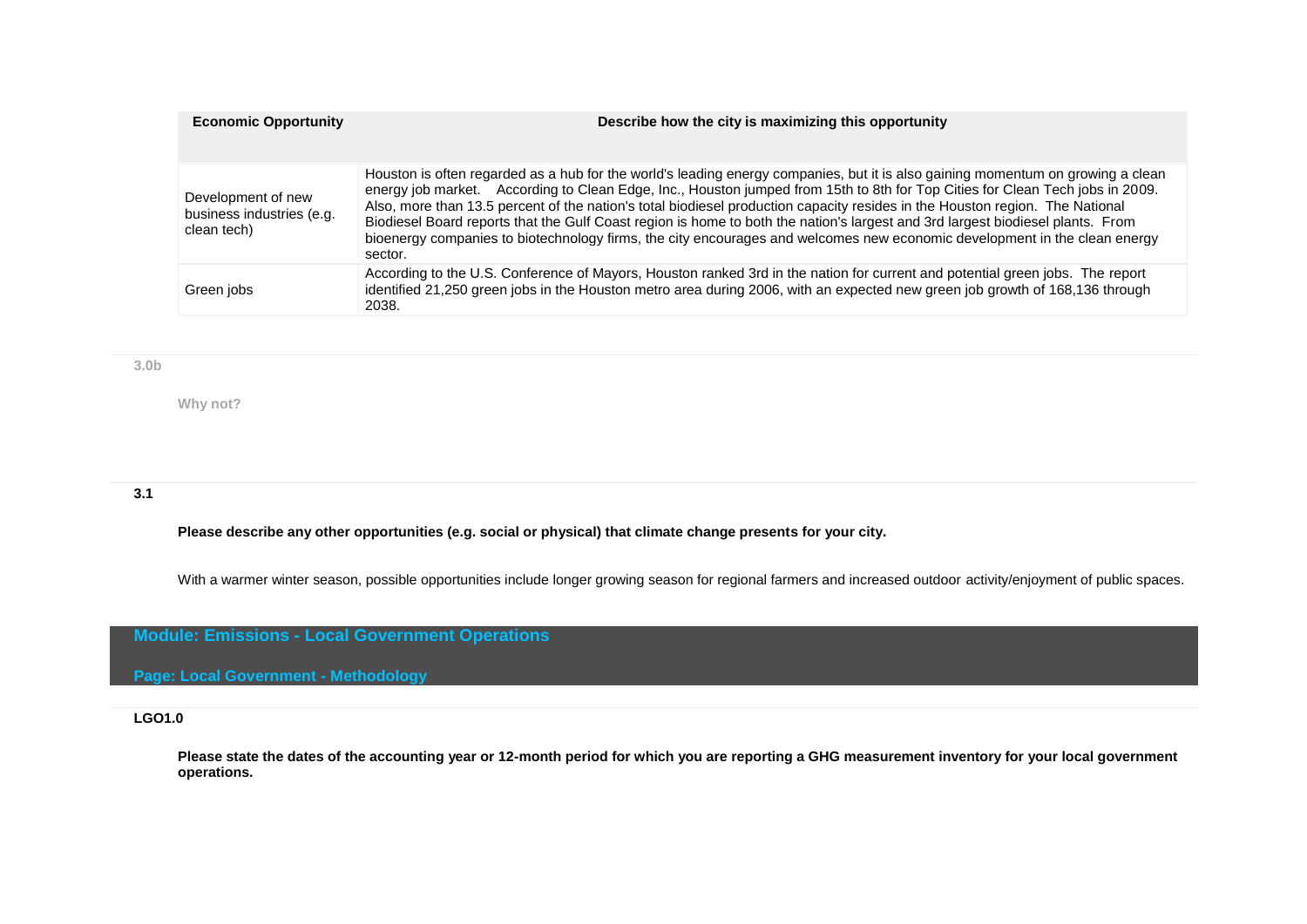| Economic Opportunity | Describe how the city is maximizing this opportunity |
|---|---|
| Development of new business industries (e.g. clean tech) | Houston is often regarded as a hub for the world's leading energy companies, but it is also gaining momentum on growing a clean energy job market. According to Clean Edge, Inc., Houston jumped from 15th to 8th for Top Cities for Clean Tech jobs in 2009. Also, more than 13.5 percent of the nation's total biodiesel production capacity resides in the Houston region. The National Biodiesel Board reports that the Gulf Coast region is home to both the nation's largest and 3rd largest biodiesel plants. From bioenergy companies to biotechnology firms, the city encourages and welcomes new economic development in the clean energy sector. |
| Green jobs | According to the U.S. Conference of Mayors, Houston ranked 3rd in the nation for current and potential green jobs. The report identified 21,250 green jobs in the Houston metro area during 2006, with an expected new green job growth of 168,136 through 2038. |

**3.0b**

**Why not?**

**3.1**

**Please describe any other opportunities (e.g. social or physical) that climate change presents for your city.**

With a warmer winter season, possible opportunities include longer growing season for regional farmers and increased outdoor activity/enjoyment of public spaces.

## Module: Emissions - Local Government Operations

### Page: Local Government - Methodology

**LGO1.0**

**Please state the dates of the accounting year or 12-month period for which you are reporting a GHG measurement inventory for your local government operations.**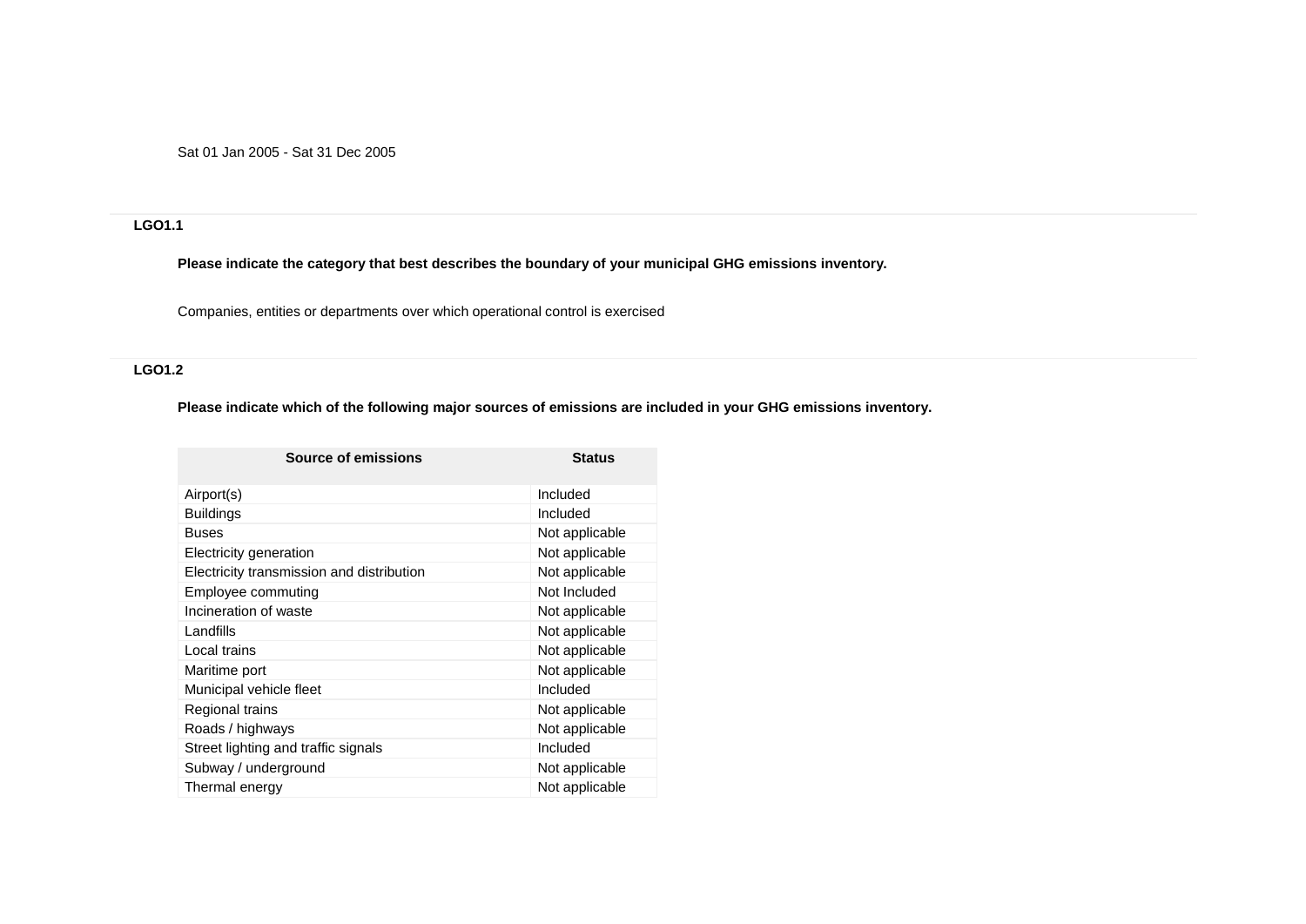Sat 01 Jan 2005 - Sat 31 Dec 2005

### LGO1.1

**Please indicate the category that best describes the boundary of your municipal GHG emissions inventory.**

Companies, entities or departments over which operational control is exercised

### LGO1.2

**Please indicate which of the following major sources of emissions are included in your GHG emissions inventory.**

| Source of emissions | Status |
|---|---|
| Airport(s) | Included |
| Buildings | Included |
| Buses | Not applicable |
| Electricity generation | Not applicable |
| Electricity transmission and distribution | Not applicable |
| Employee commuting | Not Included |
| Incineration of waste | Not applicable |
| Landfills | Not applicable |
| Local trains | Not applicable |
| Maritime port | Not applicable |
| Municipal vehicle fleet | Included |
| Regional trains | Not applicable |
| Roads / highways | Not applicable |
| Street lighting and traffic signals | Included |
| Subway / underground | Not applicable |
| Thermal energy | Not applicable |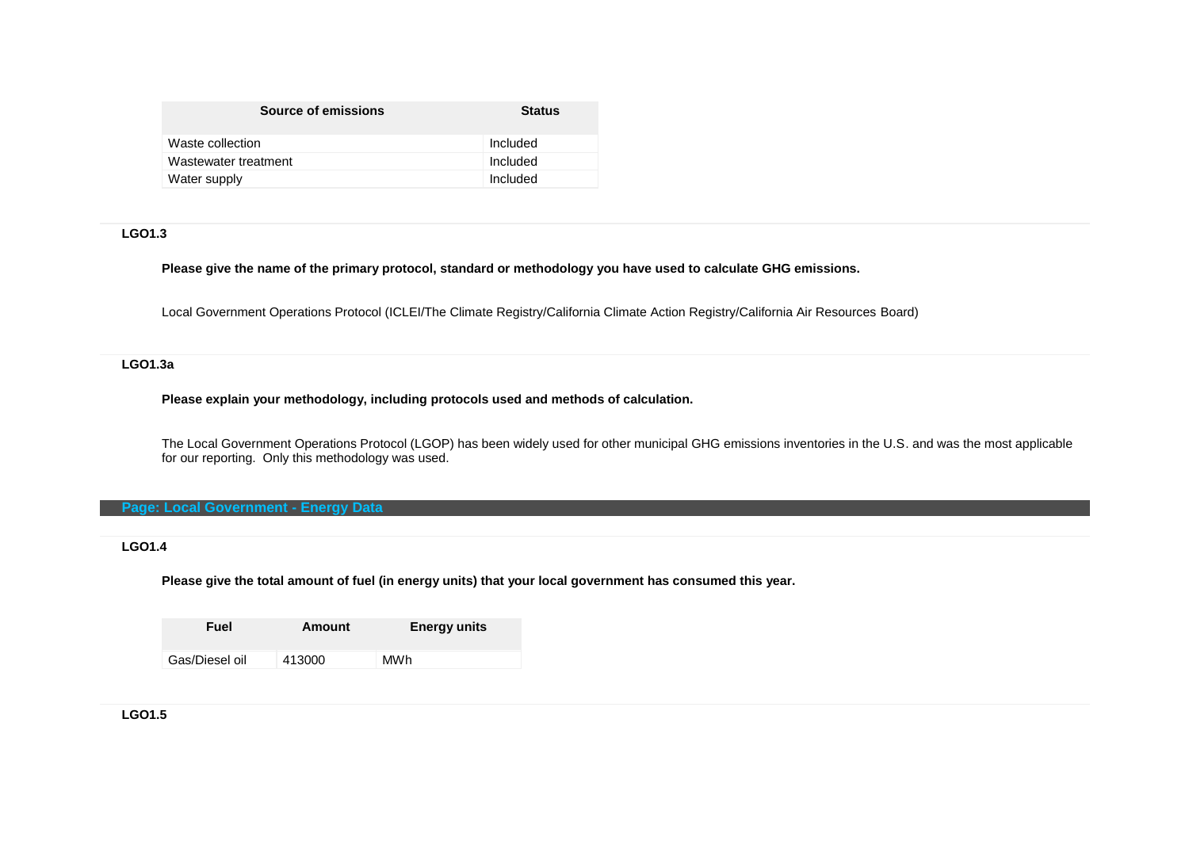| Source of emissions | Status |
|---|---|
| Waste collection | Included |
| Wastewater treatment | Included |
| Water supply | Included |

**LGO1.3**

**Please give the name of the primary protocol, standard or methodology you have used to calculate GHG emissions.**

Local Government Operations Protocol (ICLEI/The Climate Registry/California Climate Action Registry/California Air Resources Board)

**LGO1.3a**

**Please explain your methodology, including protocols used and methods of calculation.**

The Local Government Operations Protocol (LGOP) has been widely used for other municipal GHG emissions inventories in the U.S. and was the most applicable for our reporting. Only this methodology was used.

## Page: Local Government - Energy Data

**LGO1.4**

**Please give the total amount of fuel (in energy units) that your local government has consumed this year.**

| Fuel | Amount | Energy units |
|---|---|---|
| Gas/Diesel oil | 413000 | MWh |

**LGO1.5**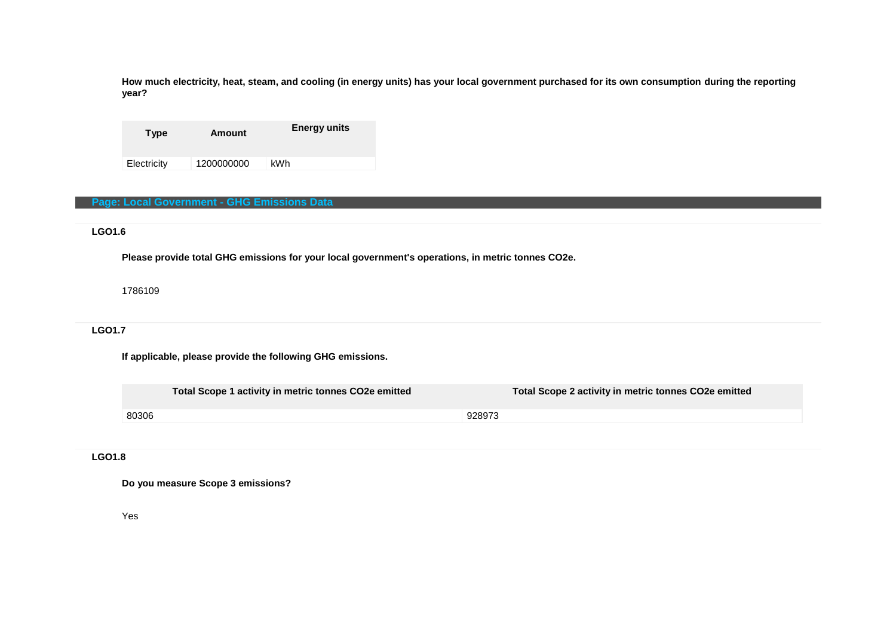**How much electricity, heat, steam, and cooling (in energy units) has your local government purchased for its own consumption during the reporting year?**

| Type | Amount | Energy units |
|---|---|---|
| Electricity | 1200000000 | kWh |

## Page: Local Government - GHG Emissions Data

### LGO1.6

**Please provide total GHG emissions for your local government's operations, in metric tonnes CO2e.**

1786109

### LGO1.7

**If applicable, please provide the following GHG emissions.**

| Total Scope 1 activity in metric tonnes CO2e emitted | Total Scope 2 activity in metric tonnes CO2e emitted |
|---|---|
| 80306 | 928973 |

### LGO1.8

**Do you measure Scope 3 emissions?**

Yes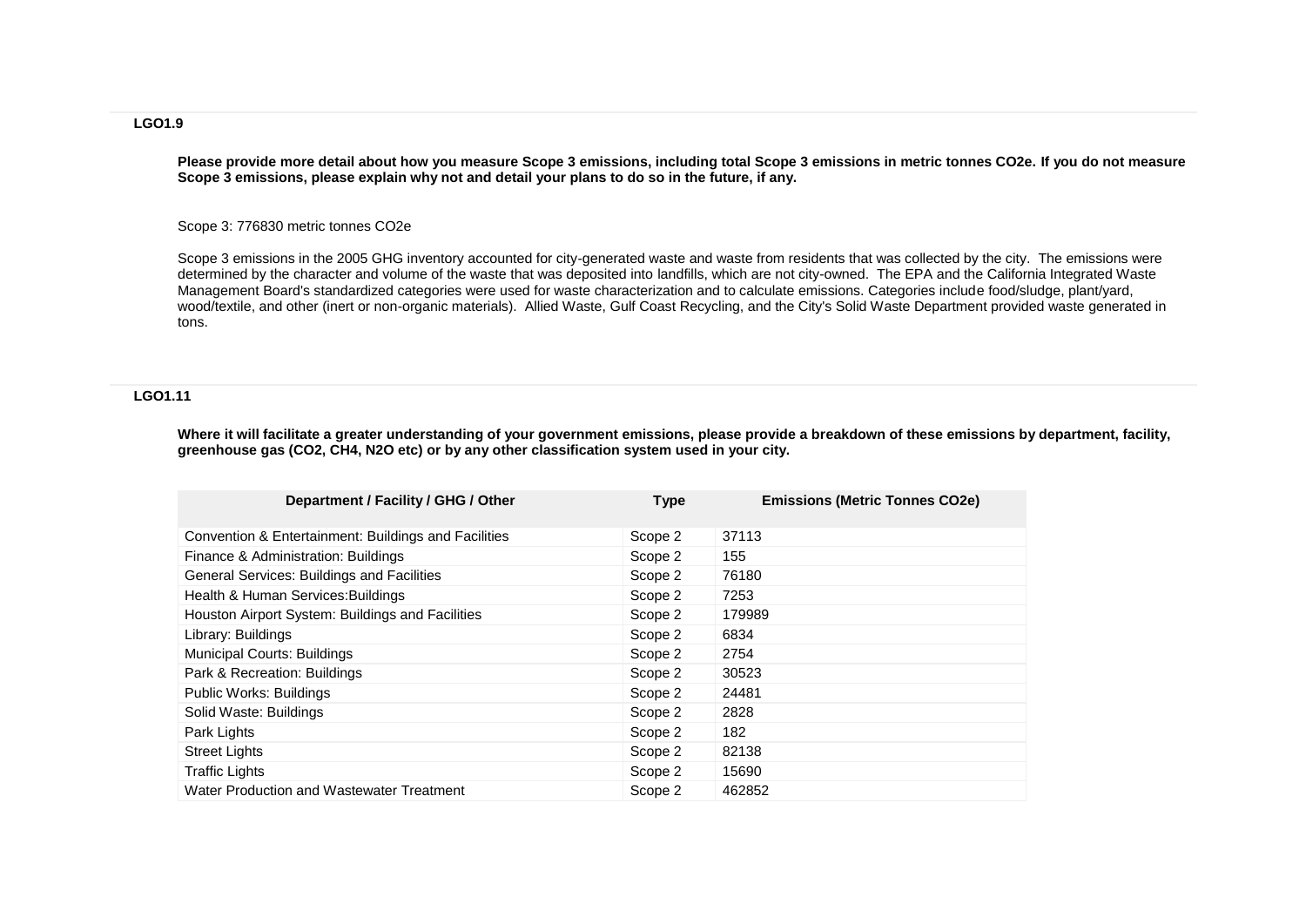## LGO1.9

**Please provide more detail about how you measure Scope 3 emissions, including total Scope 3 emissions in metric tonnes CO2e. If you do not measure Scope 3 emissions, please explain why not and detail your plans to do so in the future, if any.**

Scope 3: 776830 metric tonnes CO2e

Scope 3 emissions in the 2005 GHG inventory accounted for city-generated waste and waste from residents that was collected by the city. The emissions were determined by the character and volume of the waste that was deposited into landfills, which are not city-owned. The EPA and the California Integrated Waste Management Board's standardized categories were used for waste characterization and to calculate emissions. Categories include food/sludge, plant/yard, wood/textile, and other (inert or non-organic materials). Allied Waste, Gulf Coast Recycling, and the City's Solid Waste Department provided waste generated in tons.

## LGO1.11

**Where it will facilitate a greater understanding of your government emissions, please provide a breakdown of these emissions by department, facility, greenhouse gas (CO2, CH4, N2O etc) or by any other classification system used in your city.**

| Department / Facility / GHG / Other | Type | Emissions (Metric Tonnes CO2e) |
|---|---|---|
| Convention & Entertainment: Buildings and Facilities | Scope 2 | 37113 |
| Finance & Administration: Buildings | Scope 2 | 155 |
| General Services: Buildings and Facilities | Scope 2 | 76180 |
| Health & Human Services:Buildings | Scope 2 | 7253 |
| Houston Airport System: Buildings and Facilities | Scope 2 | 179989 |
| Library: Buildings | Scope 2 | 6834 |
| Municipal Courts: Buildings | Scope 2 | 2754 |
| Park & Recreation: Buildings | Scope 2 | 30523 |
| Public Works: Buildings | Scope 2 | 24481 |
| Solid Waste: Buildings | Scope 2 | 2828 |
| Park Lights | Scope 2 | 182 |
| Street Lights | Scope 2 | 82138 |
| Traffic Lights | Scope 2 | 15690 |
| Water Production and Wastewater Treatment | Scope 2 | 462852 |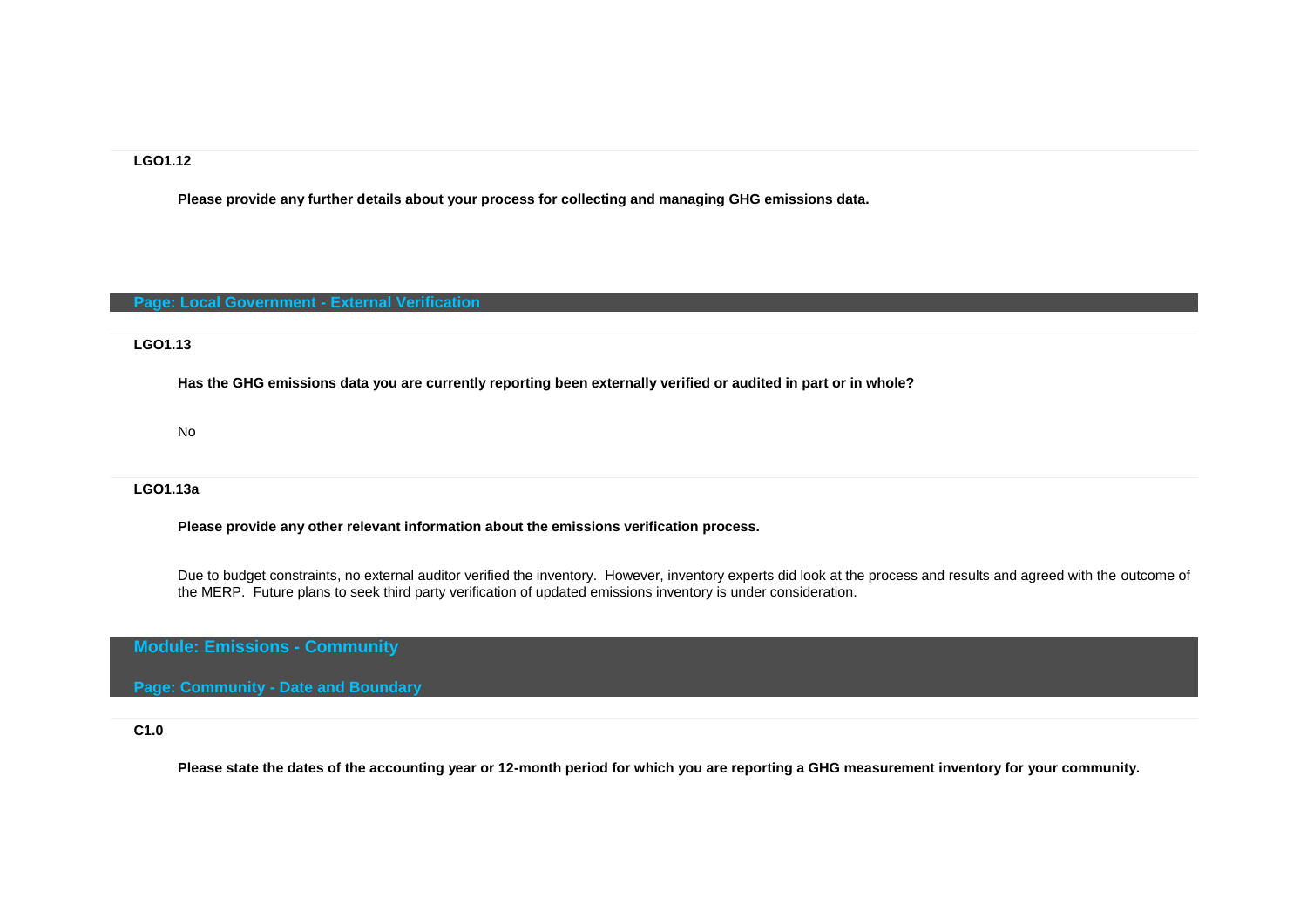**LGO1.12**

**Please provide any further details about your process for collecting and managing GHG emissions data.**

## Page: Local Government - External Verification

**LGO1.13**

**Has the GHG emissions data you are currently reporting been externally verified or audited in part or in whole?**

No

**LGO1.13a**

**Please provide any other relevant information about the emissions verification process.**

Due to budget constraints, no external auditor verified the inventory. However, inventory experts did look at the process and results and agreed with the outcome of the MERP. Future plans to seek third party verification of updated emissions inventory is under consideration.

# Module: Emissions - Community

## Page: Community - Date and Boundary

**C1.0**

**Please state the dates of the accounting year or 12-month period for which you are reporting a GHG measurement inventory for your community.**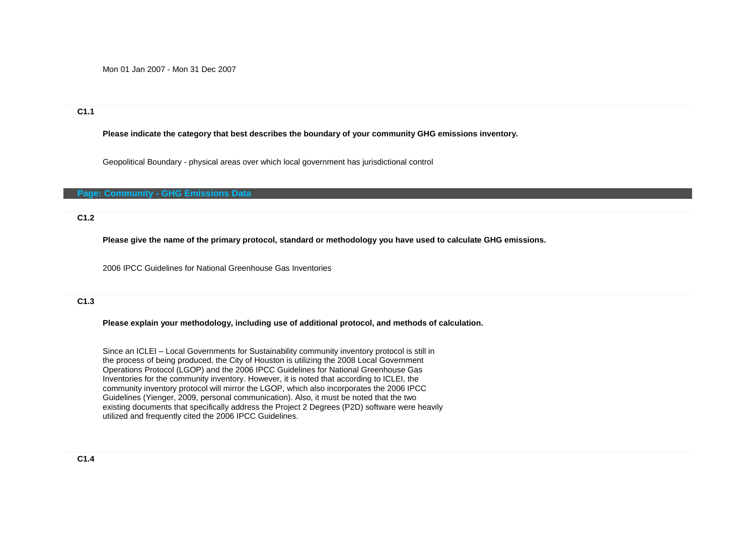Mon 01 Jan 2007 - Mon 31 Dec 2007

**C1.1**

**Please indicate the category that best describes the boundary of your community GHG emissions inventory.**

Geopolitical Boundary - physical areas over which local government has jurisdictional control

## Page: Community - GHG Emissions Data

**C1.2**

**Please give the name of the primary protocol, standard or methodology you have used to calculate GHG emissions.**

2006 IPCC Guidelines for National Greenhouse Gas Inventories

**C1.3**

**Please explain your methodology, including use of additional protocol, and methods of calculation.**

Since an ICLEI – Local Governments for Sustainability community inventory protocol is still in the process of being produced, the City of Houston is utilizing the 2008 Local Government Operations Protocol (LGOP) and the 2006 IPCC Guidelines for National Greenhouse Gas Inventories for the community inventory. However, it is noted that according to ICLEI, the community inventory protocol will mirror the LGOP, which also incorporates the 2006 IPCC Guidelines (Yienger, 2009, personal communication). Also, it must be noted that the two existing documents that specifically address the Project 2 Degrees (P2D) software were heavily utilized and frequently cited the 2006 IPCC Guidelines.

**C1.4**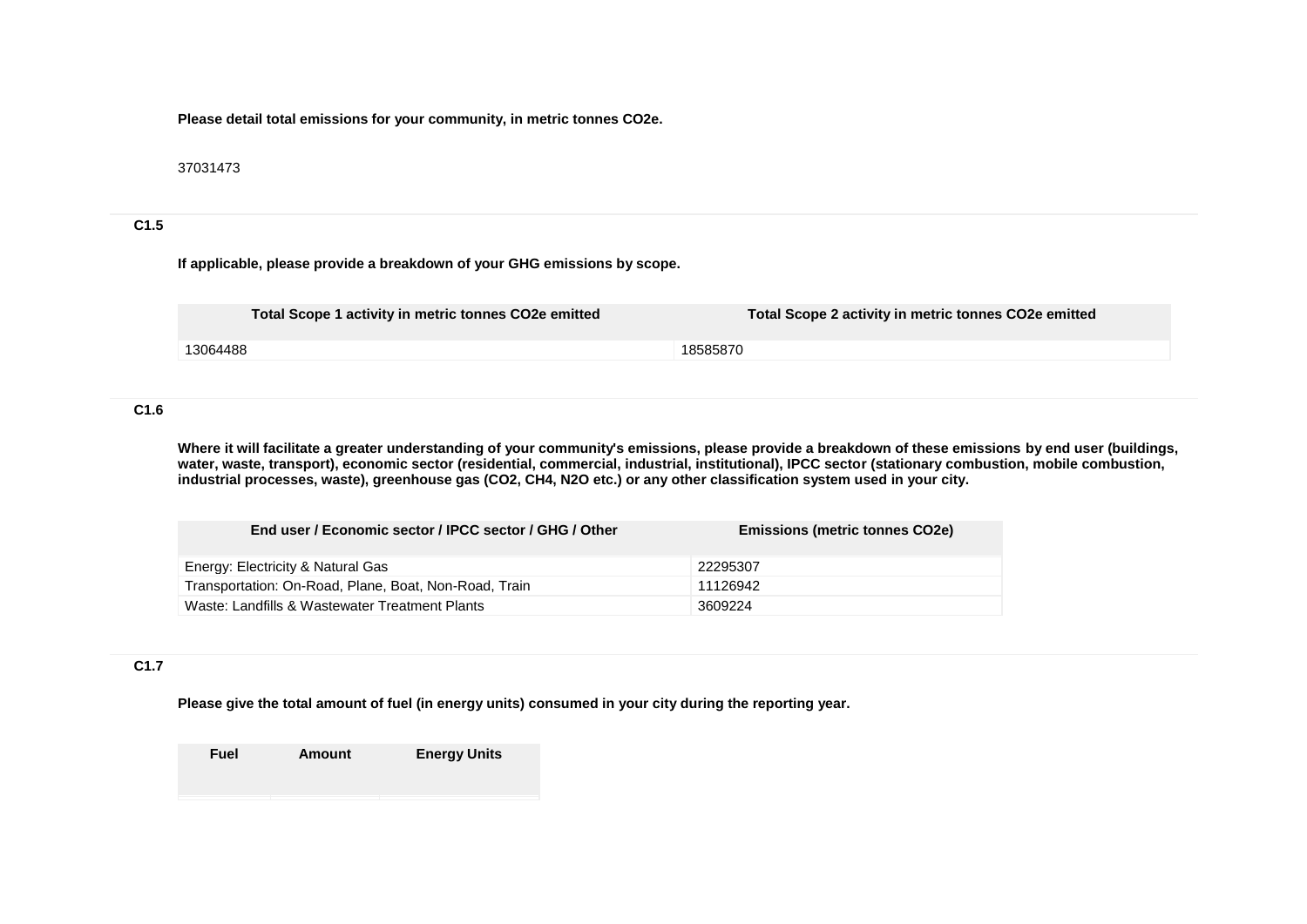**Please detail total emissions for your community, in metric tonnes CO2e.**

37031473

### C1.5

**If applicable, please provide a breakdown of your GHG emissions by scope.**

| Total Scope 1 activity in metric tonnes CO2e emitted | Total Scope 2 activity in metric tonnes CO2e emitted |
|---|---|
| 13064488 | 18585870 |

### C1.6

**Where it will facilitate a greater understanding of your community's emissions, please provide a breakdown of these emissions by end user (buildings, water, waste, transport), economic sector (residential, commercial, industrial, institutional), IPCC sector (stationary combustion, mobile combustion, industrial processes, waste), greenhouse gas (CO2, CH4, N2O etc.) or any other classification system used in your city.**

| End user / Economic sector / IPCC sector / GHG / Other | Emissions (metric tonnes CO2e) |
|---|---|
| Energy: Electricity & Natural Gas | 22295307 |
| Transportation: On-Road, Plane, Boat, Non-Road, Train | 11126942 |
| Waste: Landfills & Wastewater Treatment Plants | 3609224 |

### C1.7

**Please give the total amount of fuel (in energy units) consumed in your city during the reporting year.**

| Fuel | Amount | Energy Units |
|---|---|---|
| | | |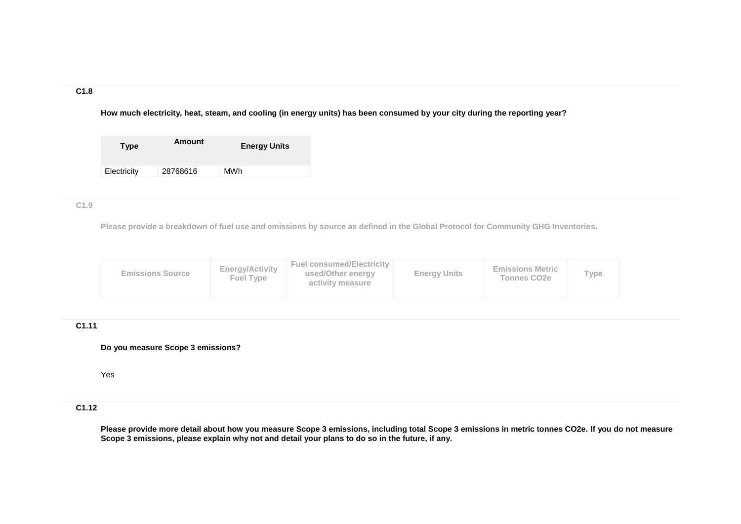**C1.8**

**How much electricity, heat, steam, and cooling (in energy units) has been consumed by your city during the reporting year?**

| Type | Amount | Energy Units |
|---|---|---|
| Electricity | 28768616 | MWh |

**C1.9**

**Please provide a breakdown of fuel use and emissions by source as defined in the Global Protocol for Community GHG Inventories.**

| Emissions Source | Energy/Activity Fuel Type | Fuel consumed/Electricity used/Other energy activity measure | Energy Units | Emissions Metric Tonnes CO2e | Type |
|---|---|---|---|---|---|

**C1.11**

**Do you measure Scope 3 emissions?**

Yes

**C1.12**

**Please provide more detail about how you measure Scope 3 emissions, including total Scope 3 emissions in metric tonnes CO2e. If you do not measure Scope 3 emissions, please explain why not and detail your plans to do so in the future, if any.**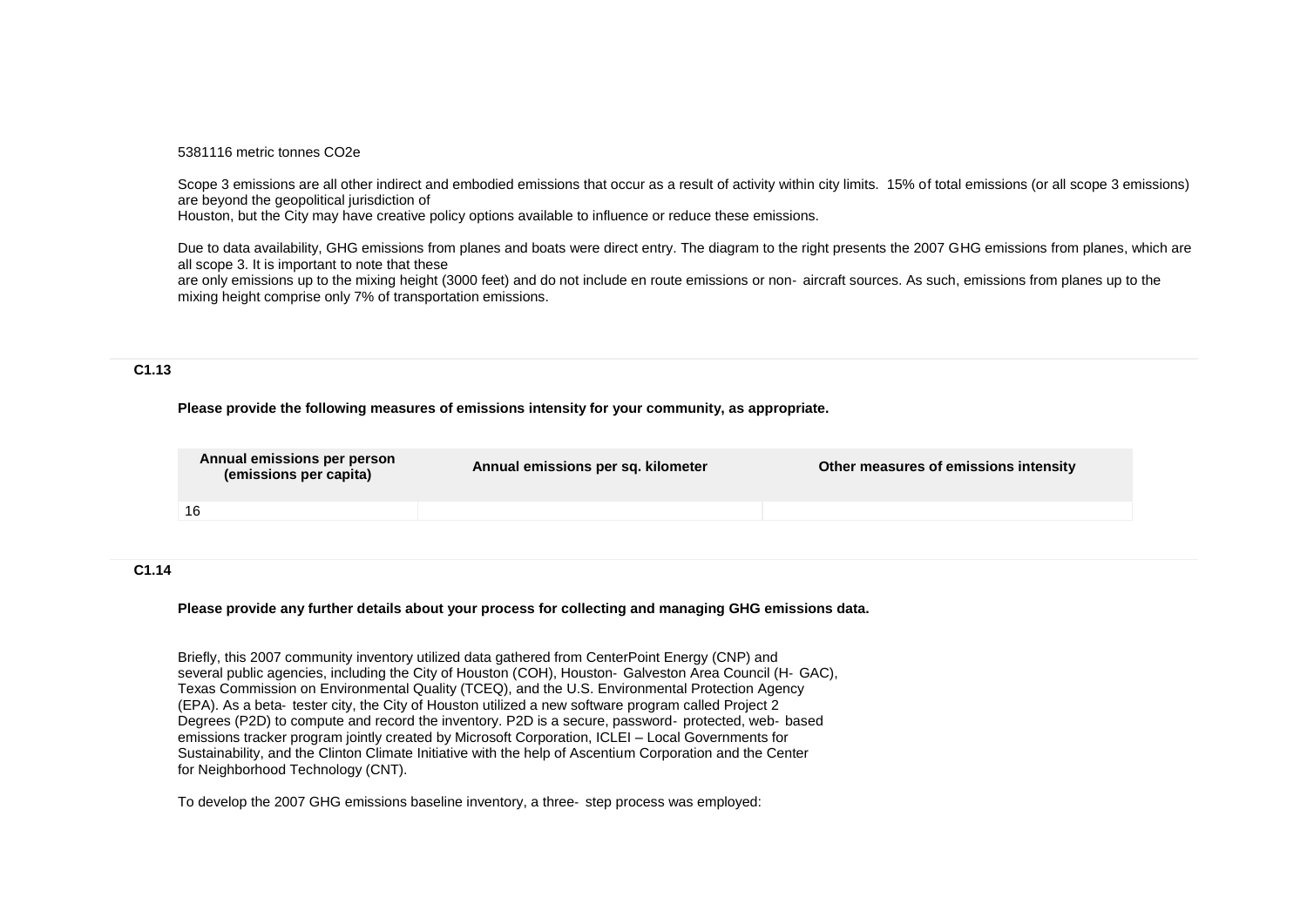5381116 metric tonnes CO2e

Scope 3 emissions are all other indirect and embodied emissions that occur as a result of activity within city limits. 15% of total emissions (or all scope 3 emissions) are beyond the geopolitical jurisdiction of
Houston, but the City may have creative policy options available to influence or reduce these emissions.

Due to data availability, GHG emissions from planes and boats were direct entry. The diagram to the right presents the 2007 GHG emissions from planes, which are all scope 3. It is important to note that these
are only emissions up to the mixing height (3000 feet) and do not include en route emissions or non- aircraft sources. As such, emissions from planes up to the mixing height comprise only 7% of transportation emissions.

### C1.13

**Please provide the following measures of emissions intensity for your community, as appropriate.**

| Annual emissions per person (emissions per capita) | Annual emissions per sq. kilometer | Other measures of emissions intensity |
|---|---|---|
| 16 | | |

### C1.14

**Please provide any further details about your process for collecting and managing GHG emissions data.**

Briefly, this 2007 community inventory utilized data gathered from CenterPoint Energy (CNP) and
several public agencies, including the City of Houston (COH), Houston- Galveston Area Council (H- GAC),
Texas Commission on Environmental Quality (TCEQ), and the U.S. Environmental Protection Agency
(EPA). As a beta- tester city, the City of Houston utilized a new software program called Project 2
Degrees (P2D) to compute and record the inventory. P2D is a secure, password- protected, web- based
emissions tracker program jointly created by Microsoft Corporation, ICLEI – Local Governments for
Sustainability, and the Clinton Climate Initiative with the help of Ascentium Corporation and the Center
for Neighborhood Technology (CNT).

To develop the 2007 GHG emissions baseline inventory, a three- step process was employed: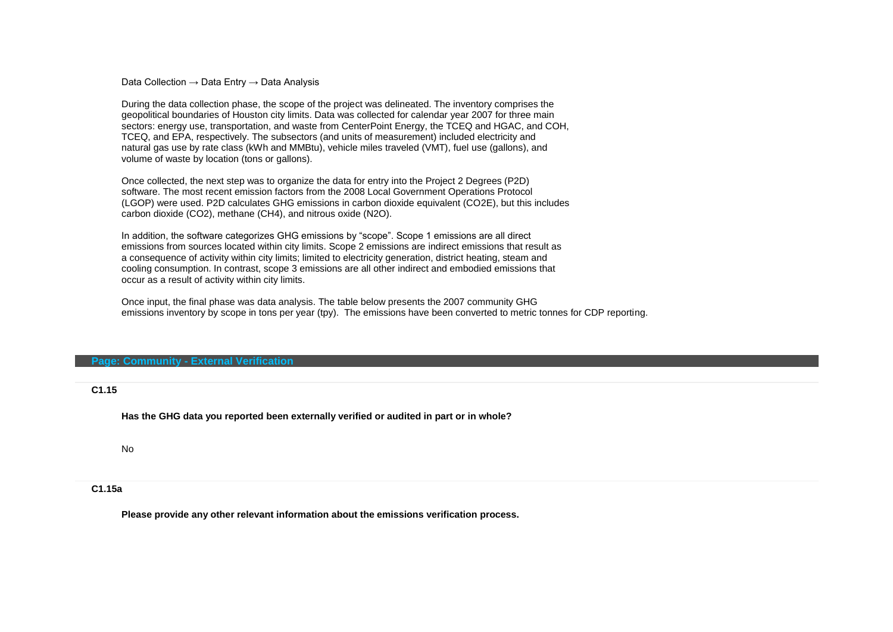Data Collection → Data Entry → Data Analysis

During the data collection phase, the scope of the project was delineated. The inventory comprises the geopolitical boundaries of Houston city limits. Data was collected for calendar year 2007 for three main sectors: energy use, transportation, and waste from CenterPoint Energy, the TCEQ and HGAC, and COH, TCEQ, and EPA, respectively. The subsectors (and units of measurement) included electricity and natural gas use by rate class (kWh and MMBtu), vehicle miles traveled (VMT), fuel use (gallons), and volume of waste by location (tons or gallons).

Once collected, the next step was to organize the data for entry into the Project 2 Degrees (P2D) software. The most recent emission factors from the 2008 Local Government Operations Protocol (LGOP) were used. P2D calculates GHG emissions in carbon dioxide equivalent (CO2E), but this includes carbon dioxide ($CO_2$), methane ($CH_4$), and nitrous oxide ($N_2O$).

In addition, the software categorizes GHG emissions by "scope". Scope 1 emissions are all direct emissions from sources located within city limits. Scope 2 emissions are indirect emissions that result as a consequence of activity within city limits; limited to electricity generation, district heating, steam and cooling consumption. In contrast, scope 3 emissions are all other indirect and embodied emissions that occur as a result of activity within city limits.

Once input, the final phase was data analysis. The table below presents the 2007 community GHG emissions inventory by scope in tons per year (tpy). The emissions have been converted to metric tonnes for CDP reporting.

## Page: Community - External Verification

### C1.15

**Has the GHG data you reported been externally verified or audited in part or in whole?**

No

### C1.15a

**Please provide any other relevant information about the emissions verification process.**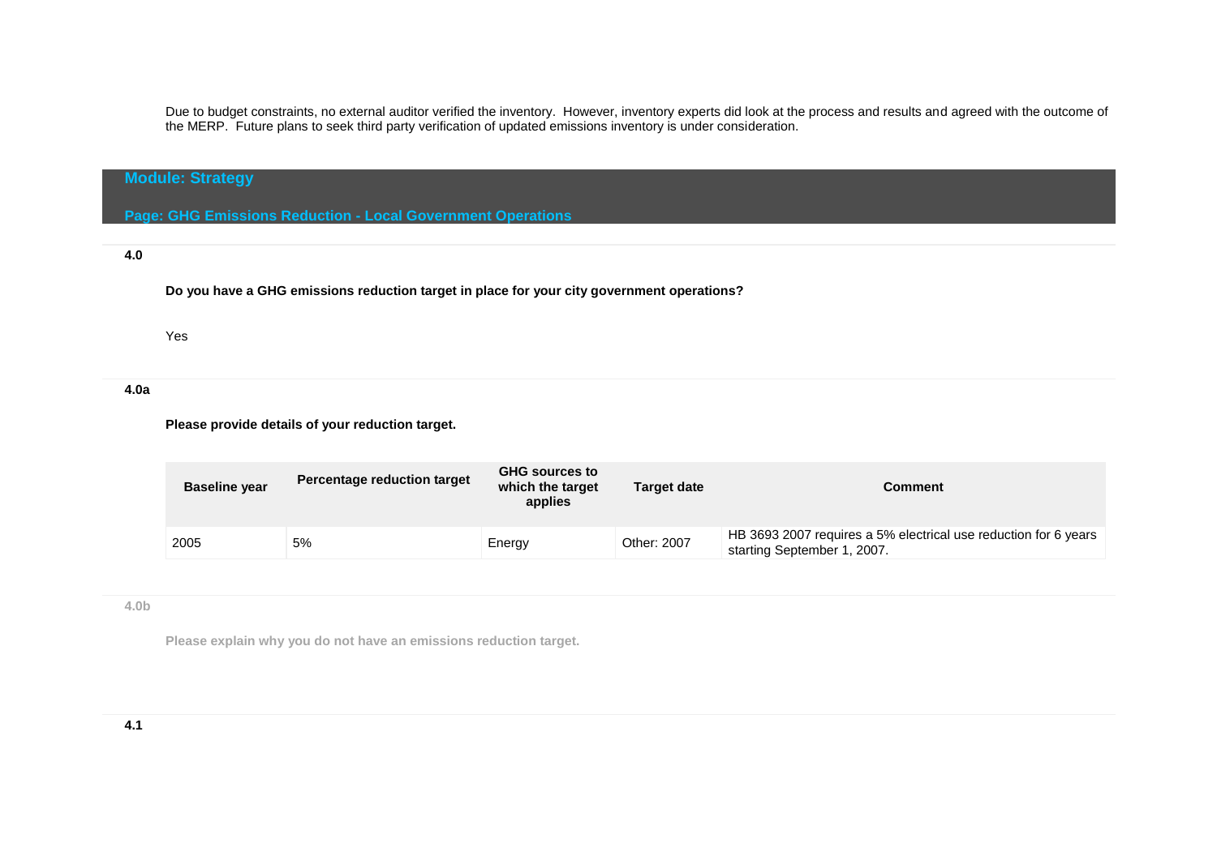Due to budget constraints, no external auditor verified the inventory. However, inventory experts did look at the process and results and agreed with the outcome of the MERP. Future plans to seek third party verification of updated emissions inventory is under consideration.

## Module: Strategy

### Page: GHG Emissions Reduction - Local Government Operations

**4.0**

**Do you have a GHG emissions reduction target in place for your city government operations?**

Yes

**4.0a**

**Please provide details of your reduction target.**

| Baseline year | Percentage reduction target | GHG sources to which the target applies | Target date | Comment |
|---|---|---|---|---|
| 2005 | 5% | Energy | Other: 2007 | HB 3693 2007 requires a 5% electrical use reduction for 6 years starting September 1, 2007. |

**4.0b**

**Please explain why you do not have an emissions reduction target.**

**4.1**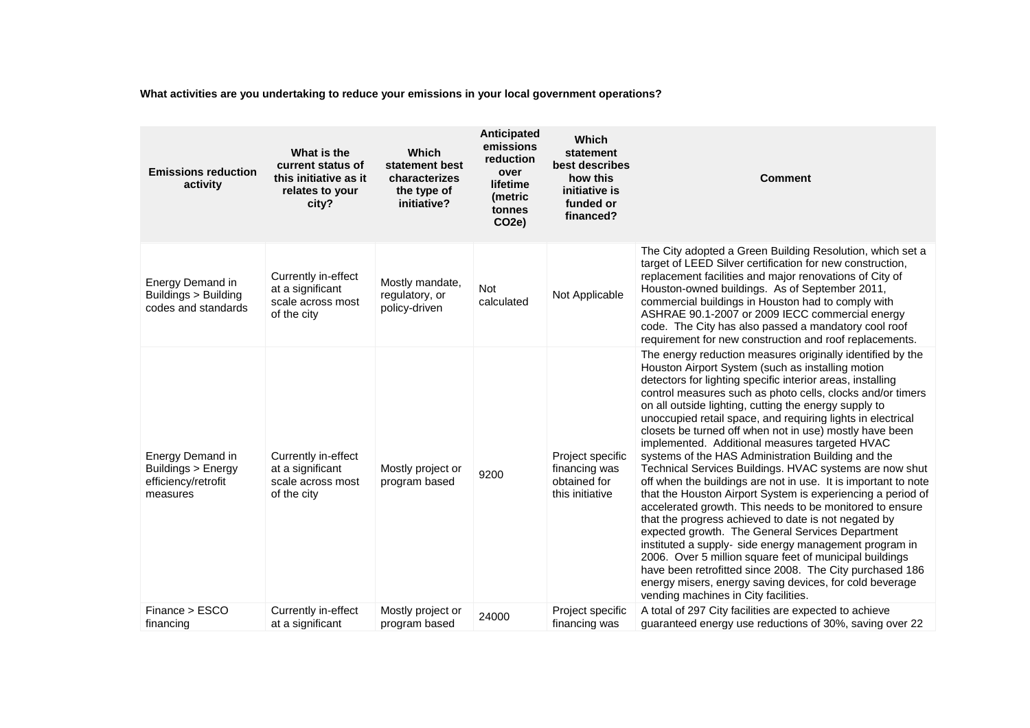**What activities are you undertaking to reduce your emissions in your local government operations?**

| Emissions reduction activity | What is the current status of this initiative as it relates to your city? | Which statement best characterizes the type of initiative? | Anticipated emissions reduction over lifetime (metric tonnes CO2e) | Which statement best describes how this initiative is funded or financed? | Comment |
|---|---|---|---|---|---|
| Energy Demand in Buildings > Building codes and standards | Currently in-effect at a significant scale across most of the city | Mostly mandate, regulatory, or policy-driven | Not calculated | Not Applicable | The City adopted a Green Building Resolution, which set a target of LEED Silver certification for new construction, replacement facilities and major renovations of City of Houston-owned buildings. As of September 2011, commercial buildings in Houston had to comply with ASHRAE 90.1-2007 or 2009 IECC commercial energy code. The City has also passed a mandatory cool roof requirement for new construction and roof replacements. |
| Energy Demand in Buildings > Energy efficiency/retrofit measures | Currently in-effect at a significant scale across most of the city | Mostly project or program based | 9200 | Project specific financing was obtained for this initiative | The energy reduction measures originally identified by the Houston Airport System (such as installing motion detectors for lighting specific interior areas, installing control measures such as photo cells, clocks and/or timers on all outside lighting, cutting the energy supply to unoccupied retail space, and requiring lights in electrical closets be turned off when not in use) mostly have been implemented. Additional measures targeted HVAC systems of the HAS Administration Building and the Technical Services Buildings. HVAC systems are now shut off when the buildings are not in use. It is important to note that the Houston Airport System is experiencing a period of accelerated growth. This needs to be monitored to ensure that the progress achieved to date is not negated by expected growth. The General Services Department instituted a supply- side energy management program in 2006. Over 5 million square feet of municipal buildings have been retrofitted since 2008. The City purchased 186 energy misers, energy saving devices, for cold beverage vending machines in City facilities. |
| Finance > ESCO financing | Currently in-effect at a significant | Mostly project or program based | 24000 | Project specific financing was | A total of 297 City facilities are expected to achieve guaranteed energy use reductions of 30%, saving over 22 |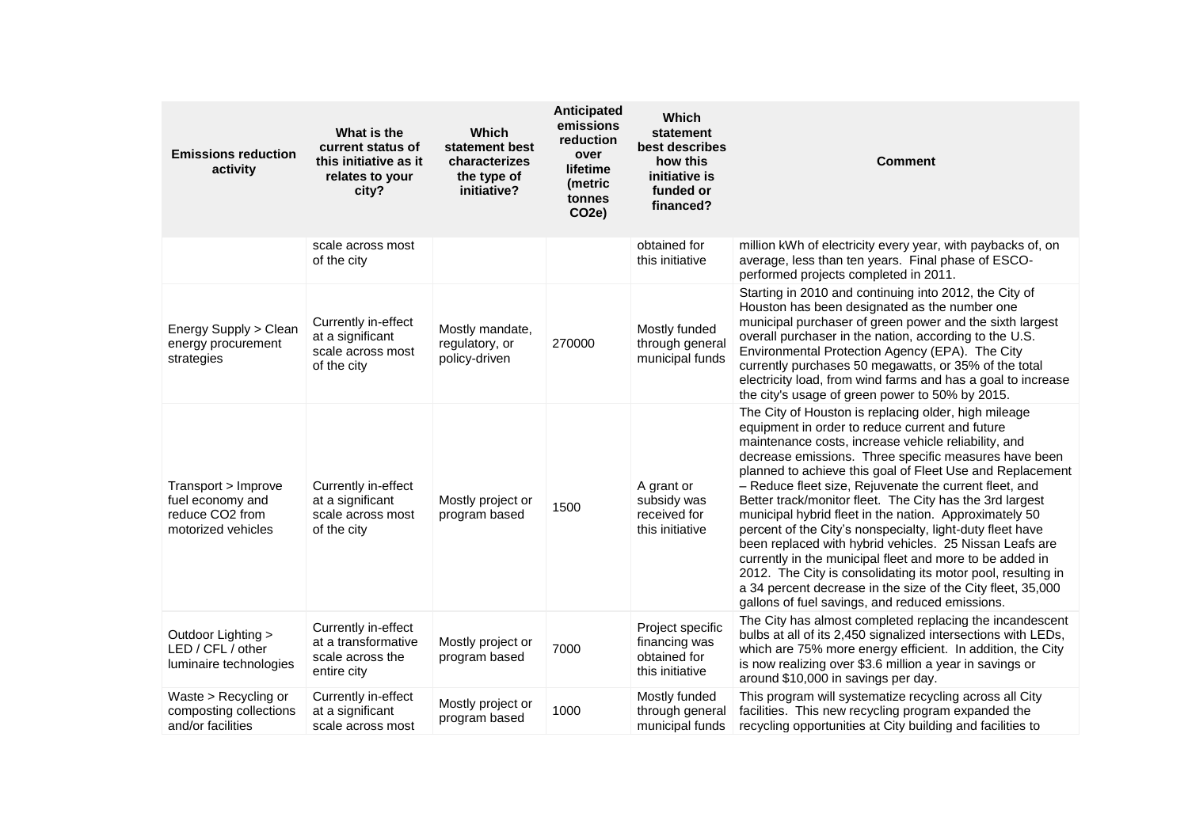| Emissions reduction activity | What is the current status of this initiative as it relates to your city? | Which statement best characterizes the type of initiative? | Anticipated emissions reduction over lifetime (metric tonnes CO2e) | Which statement best describes how this initiative is funded or financed? | Comment |
|---|---|---|---|---|---|
| | scale across most of the city | | | obtained for this initiative | million kWh of electricity every year, with paybacks of, on average, less than ten years. Final phase of ESCO-performed projects completed in 2011. |
| Energy Supply > Clean energy procurement strategies | Currently in-effect at a significant scale across most of the city | Mostly mandate, regulatory, or policy-driven | 270000 | Mostly funded through general municipal funds | Starting in 2010 and continuing into 2012, the City of Houston has been designated as the number one municipal purchaser of green power and the sixth largest overall purchaser in the nation, according to the U.S. Environmental Protection Agency (EPA). The City currently purchases 50 megawatts, or 35% of the total electricity load, from wind farms and has a goal to increase the city's usage of green power to 50% by 2015. |
| Transport > Improve fuel economy and reduce CO2 from motorized vehicles | Currently in-effect at a significant scale across most of the city | Mostly project or program based | 1500 | A grant or subsidy was received for this initiative | The City of Houston is replacing older, high mileage equipment in order to reduce current and future maintenance costs, increase vehicle reliability, and decrease emissions. Three specific measures have been planned to achieve this goal of Fleet Use and Replacement – Reduce fleet size, Rejuvenate the current fleet, and Better track/monitor fleet. The City has the 3rd largest municipal hybrid fleet in the nation. Approximately 50 percent of the City's nonspecialty, light-duty fleet have been replaced with hybrid vehicles. 25 Nissan Leafs are currently in the municipal fleet and more to be added in 2012. The City is consolidating its motor pool, resulting in a 34 percent decrease in the size of the City fleet, 35,000 gallons of fuel savings, and reduced emissions. |
| Outdoor Lighting > LED / CFL / other luminaire technologies | Currently in-effect at a transformative scale across the entire city | Mostly project or program based | 7000 | Project specific financing was obtained for this initiative | The City has almost completed replacing the incandescent bulbs at all of its 2,450 signalized intersections with LEDs, which are 75% more energy efficient. In addition, the City is now realizing over $3.6 million a year in savings or around $10,000 in savings per day. |
| Waste > Recycling or composting collections and/or facilities | Currently in-effect at a significant scale across most | Mostly project or program based | 1000 | Mostly funded through general municipal funds | This program will systematize recycling across all City facilities. This new recycling program expanded the recycling opportunities at City building and facilities to |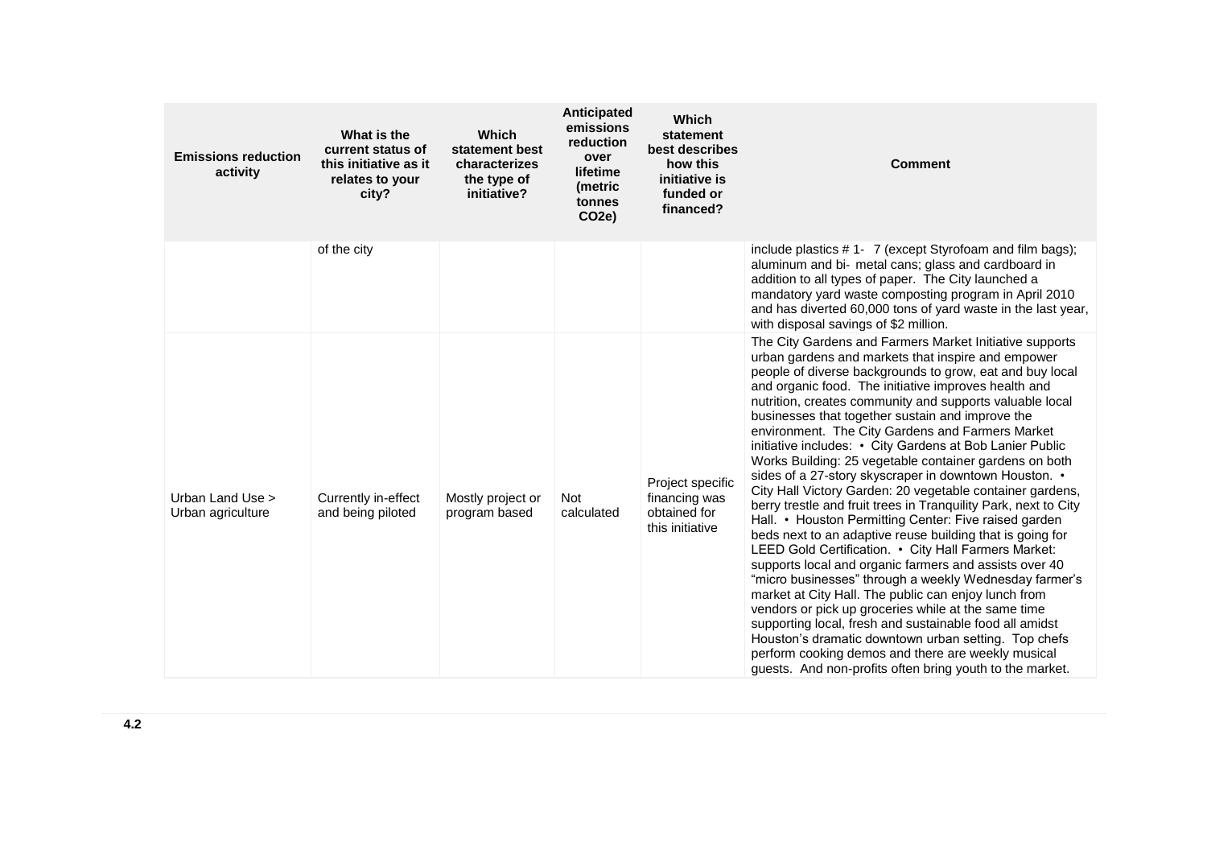| Emissions reduction activity | What is the current status of this initiative as it relates to your city? | Which statement best characterizes the type of initiative? | Anticipated emissions reduction over lifetime (metric tonnes CO2e) | Which statement best describes how this initiative is funded or financed? | Comment |
|---|---|---|---|---|---|
| | of the city | | | | include plastics # 1- 7 (except Styrofoam and film bags); aluminum and bi- metal cans; glass and cardboard in addition to all types of paper. The City launched a mandatory yard waste composting program in April 2010 and has diverted 60,000 tons of yard waste in the last year, with disposal savings of $2 million. |
| Urban Land Use > Urban agriculture | Currently in-effect and being piloted | Mostly project or program based | Not calculated | Project specific financing was obtained for this initiative | The City Gardens and Farmers Market Initiative supports urban gardens and markets that inspire and empower people of diverse backgrounds to grow, eat and buy local and organic food. The initiative improves health and nutrition, creates community and supports valuable local businesses that together sustain and improve the environment. The City Gardens and Farmers Market initiative includes: • City Gardens at Bob Lanier Public Works Building: 25 vegetable container gardens on both sides of a 27-story skyscraper in downtown Houston. • City Hall Victory Garden: 20 vegetable container gardens, berry trestle and fruit trees in Tranquility Park, next to City Hall. • Houston Permitting Center: Five raised garden beds next to an adaptive reuse building that is going for LEED Gold Certification. • City Hall Farmers Market: supports local and organic farmers and assists over 40 "micro businesses" through a weekly Wednesday farmer's market at City Hall. The public can enjoy lunch from vendors or pick up groceries while at the same time supporting local, fresh and sustainable food all amidst Houston's dramatic downtown urban setting. Top chefs perform cooking demos and there are weekly musical guests. And non-profits often bring youth to the market. |

**4.2**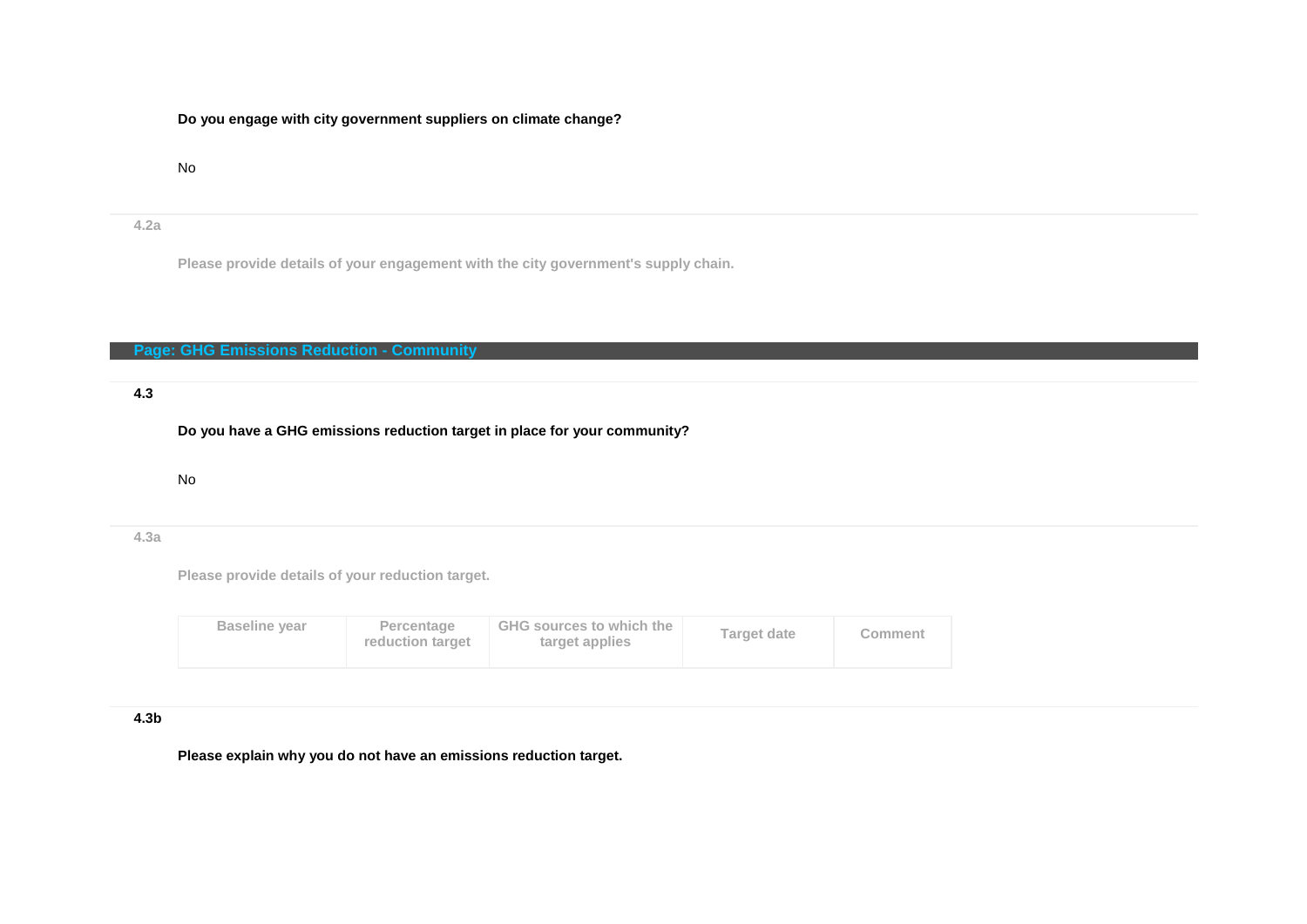**Do you engage with city government suppliers on climate change?**

No

4.2a

**Please provide details of your engagement with the city government's supply chain.**

## Page: GHG Emissions Reduction - Community

4.3

**Do you have a GHG emissions reduction target in place for your community?**

No

4.3a

**Please provide details of your reduction target.**

| Baseline year | Percentage reduction target | GHG sources to which the target applies | Target date | Comment |
|---|---|---|---|---|
| | | | | |

4.3b

**Please explain why you do not have an emissions reduction target.**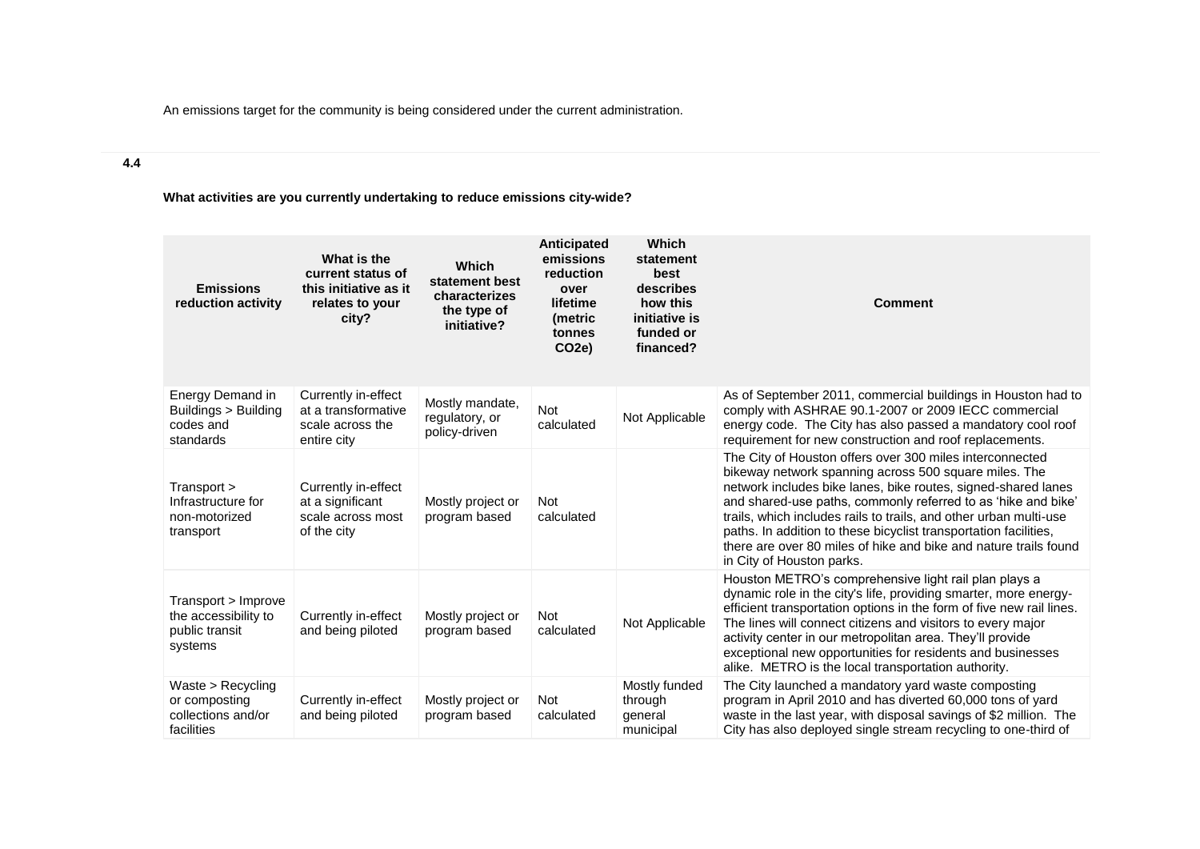An emissions target for the community is being considered under the current administration.

**4.4**

**What activities are you currently undertaking to reduce emissions city-wide?**

| Emissions reduction activity | What is the current status of this initiative as it relates to your city? | Which statement best characterizes the type of initiative? | Anticipated emissions reduction over lifetime (metric tonnes CO2e) | Which statement best describes how this initiative is funded or financed? | Comment |
|---|---|---|---|---|---|
| Energy Demand in Buildings > Building codes and standards | Currently in-effect at a transformative scale across the entire city | Mostly mandate, regulatory, or policy-driven | Not calculated | Not Applicable | As of September 2011, commercial buildings in Houston had to comply with ASHRAE 90.1-2007 or 2009 IECC commercial energy code. The City has also passed a mandatory cool roof requirement for new construction and roof replacements. |
| Transport > Infrastructure for non-motorized transport | Currently in-effect at a significant scale across most of the city | Mostly project or program based | Not calculated | | The City of Houston offers over 300 miles interconnected bikeway network spanning across 500 square miles. The network includes bike lanes, bike routes, signed-shared lanes and shared-use paths, commonly referred to as 'hike and bike' trails, which includes rails to trails, and other urban multi-use paths. In addition to these bicyclist transportation facilities, there are over 80 miles of hike and bike and nature trails found in City of Houston parks. |
| Transport > Improve the accessibility to public transit systems | Currently in-effect and being piloted | Mostly project or program based | Not calculated | Not Applicable | Houston METRO's comprehensive light rail plan plays a dynamic role in the city's life, providing smarter, more energy-efficient transportation options in the form of five new rail lines. The lines will connect citizens and visitors to every major activity center in our metropolitan area. They'll provide exceptional new opportunities for residents and businesses alike. METRO is the local transportation authority. |
| Waste > Recycling or composting collections and/or facilities | Currently in-effect and being piloted | Mostly project or program based | Not calculated | Mostly funded through general municipal | The City launched a mandatory yard waste composting program in April 2010 and has diverted 60,000 tons of yard waste in the last year, with disposal savings of $2 million. The City has also deployed single stream recycling to one-third of |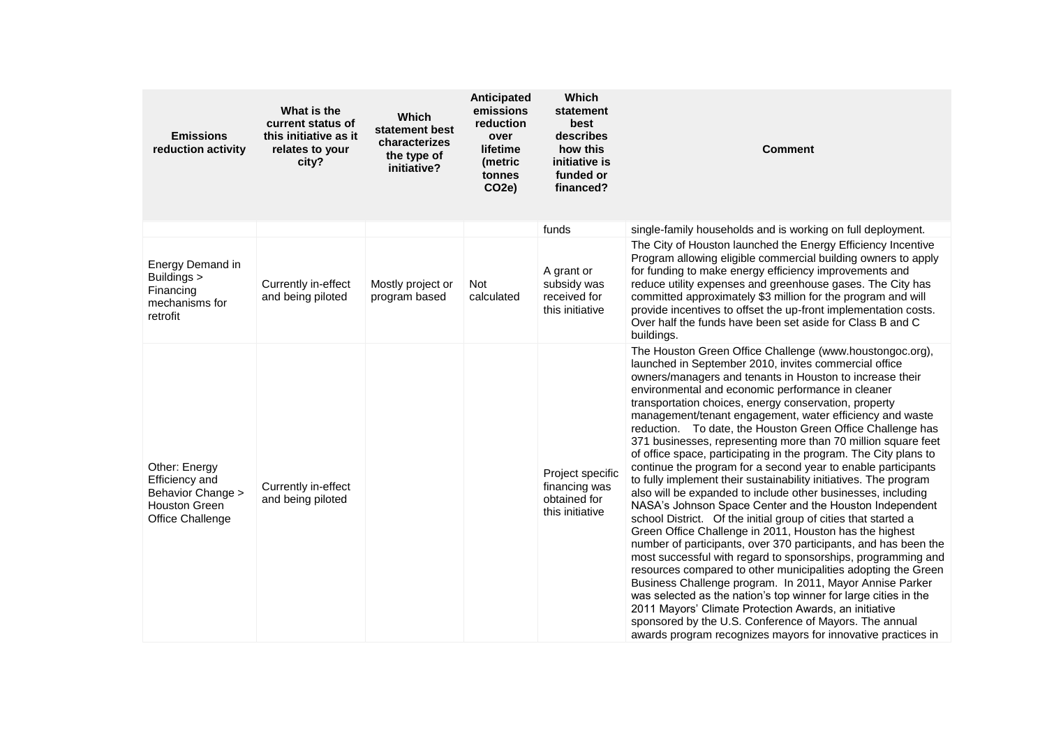| Emissions reduction activity | What is the current status of this initiative as it relates to your city? | Which statement best characterizes the type of initiative? | Anticipated emissions reduction over lifetime (metric tonnes CO2e) | Which statement best describes how this initiative is funded or financed? | Comment |
|---|---|---|---|---|---|
| | | | | funds | single-family households and is working on full deployment. |
| Energy Demand in Buildings > Financing mechanisms for retrofit | Currently in-effect and being piloted | Mostly project or program based | Not calculated | A grant or subsidy was received for this initiative | The City of Houston launched the Energy Efficiency Incentive Program allowing eligible commercial building owners to apply for funding to make energy efficiency improvements and reduce utility expenses and greenhouse gases. The City has committed approximately $3 million for the program and will provide incentives to offset the up-front implementation costs. Over half the funds have been set aside for Class B and C buildings. |
| Other: Energy Efficiency and Behavior Change > Houston Green Office Challenge | Currently in-effect and being piloted | | | Project specific financing was obtained for this initiative | The Houston Green Office Challenge (www.houstongoc.org), launched in September 2010, invites commercial office owners/managers and tenants in Houston to increase their environmental and economic performance in cleaner transportation choices, energy conservation, property management/tenant engagement, water efficiency and waste reduction. To date, the Houston Green Office Challenge has 371 businesses, representing more than 70 million square feet of office space, participating in the program. The City plans to continue the program for a second year to enable participants to fully implement their sustainability initiatives. The program also will be expanded to include other businesses, including NASA's Johnson Space Center and the Houston Independent school District. Of the initial group of cities that started a Green Office Challenge in 2011, Houston has the highest number of participants, over 370 participants, and has been the most successful with regard to sponsorships, programming and resources compared to other municipalities adopting the Green Business Challenge program. In 2011, Mayor Annise Parker was selected as the nation's top winner for large cities in the 2011 Mayors' Climate Protection Awards, an initiative sponsored by the U.S. Conference of Mayors. The annual awards program recognizes mayors for innovative practices in |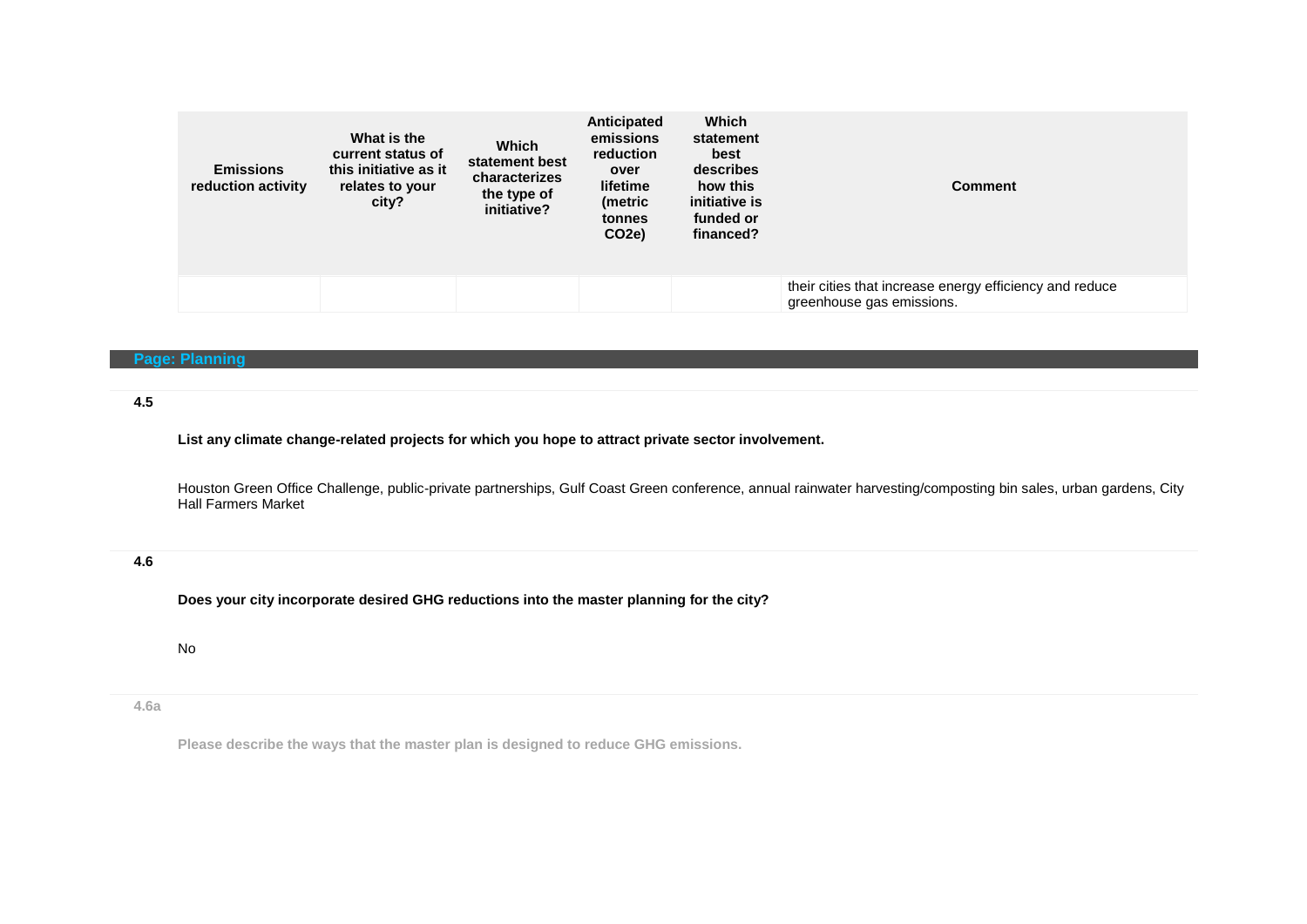| Emissions reduction activity | What is the current status of this initiative as it relates to your city? | Which statement best characterizes the type of initiative? | Anticipated emissions reduction over lifetime (metric tonnes CO2e) | Which statement best describes how this initiative is funded or financed? | Comment |
|---|---|---|---|---|---|
| | | | | | their cities that increase energy efficiency and reduce greenhouse gas emissions. |

## Page: Planning

**4.5**

**List any climate change-related projects for which you hope to attract private sector involvement.**

Houston Green Office Challenge, public-private partnerships, Gulf Coast Green conference, annual rainwater harvesting/composting bin sales, urban gardens, City Hall Farmers Market

**4.6**

**Does your city incorporate desired GHG reductions into the master planning for the city?**

No

**4.6a**

**Please describe the ways that the master plan is designed to reduce GHG emissions.**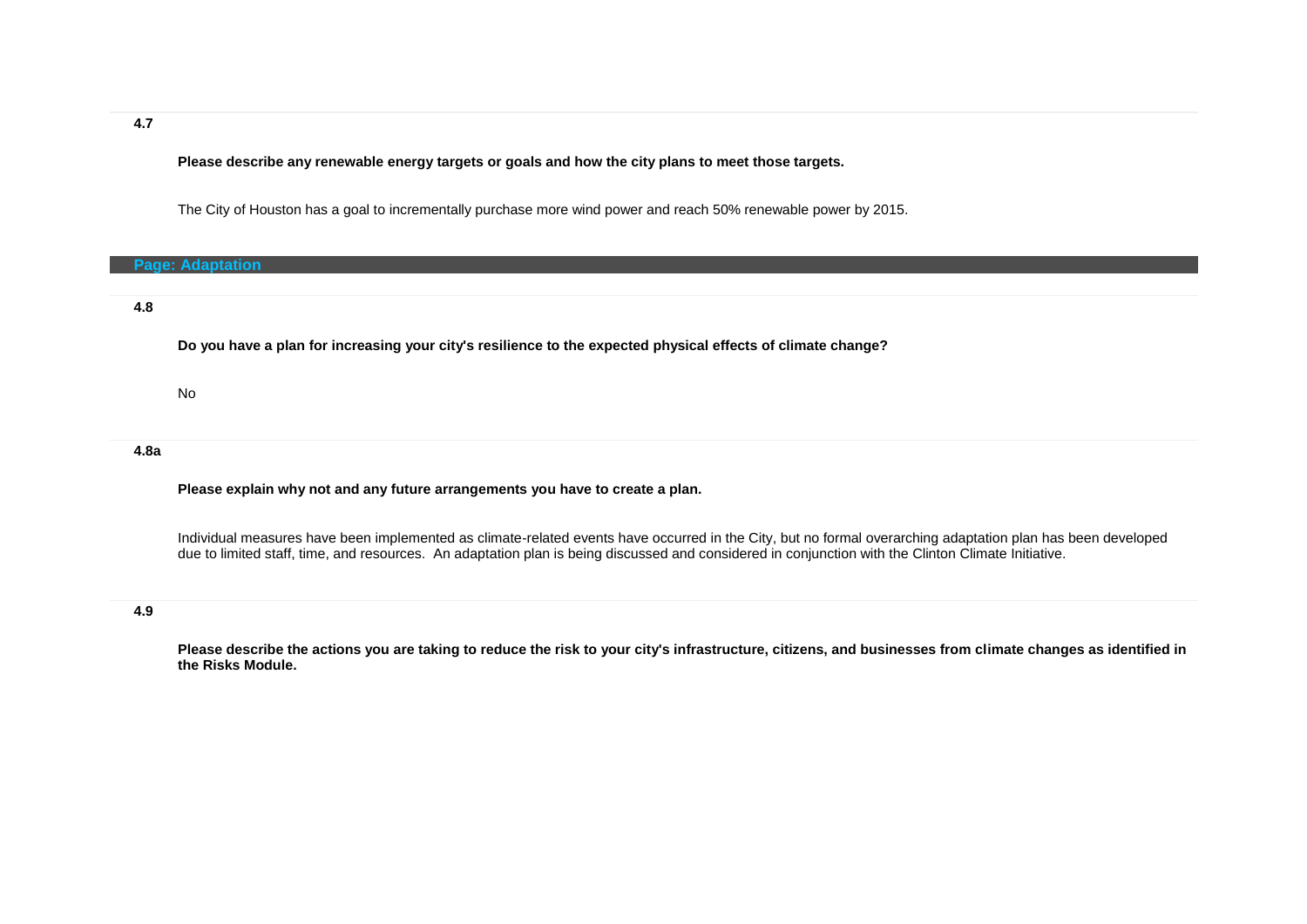**4.7**

**Please describe any renewable energy targets or goals and how the city plans to meet those targets.**

The City of Houston has a goal to incrementally purchase more wind power and reach 50% renewable power by 2015.

## Page: Adaptation

**4.8**

**Do you have a plan for increasing your city's resilience to the expected physical effects of climate change?**

No

**4.8a**

**Please explain why not and any future arrangements you have to create a plan.**

Individual measures have been implemented as climate-related events have occurred in the City, but no formal overarching adaptation plan has been developed due to limited staff, time, and resources.  An adaptation plan is being discussed and considered in conjunction with the Clinton Climate Initiative.

**4.9**

**Please describe the actions you are taking to reduce the risk to your city's infrastructure, citizens, and businesses from climate changes as identified in the Risks Module.**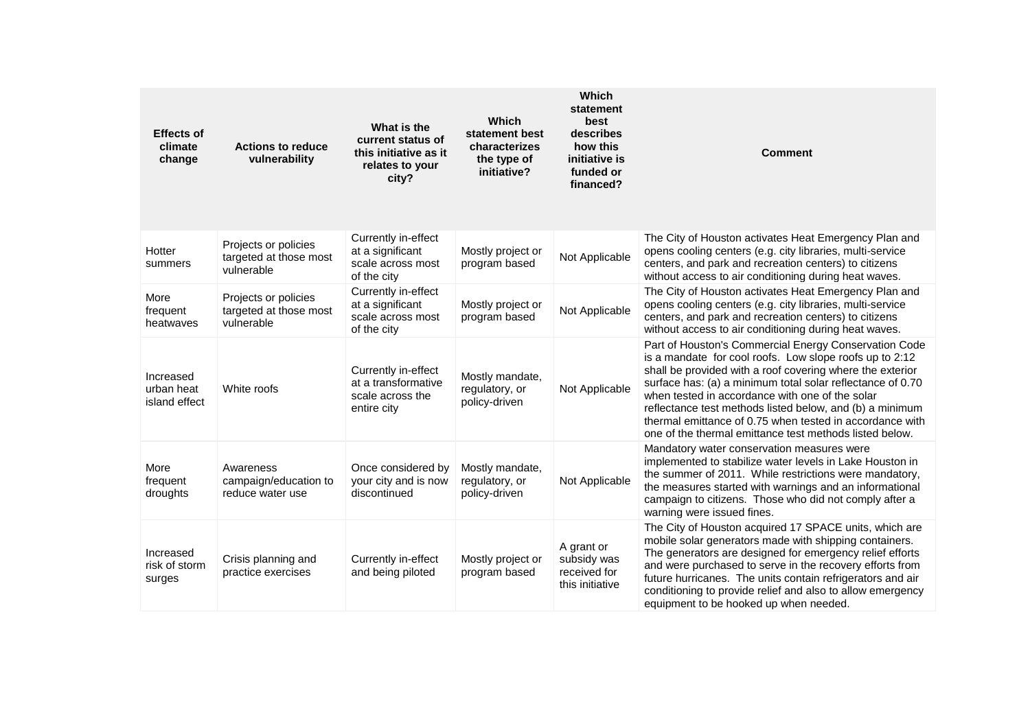| Effects of climate change | Actions to reduce vulnerability | What is the current status of this initiative as it relates to your city? | Which statement best characterizes the type of initiative? | Which statement best describes how this initiative is funded or financed? | Comment |
|---|---|---|---|---|---|
| Hotter summers | Projects or policies targeted at those most vulnerable | Currently in-effect at a significant scale across most of the city | Mostly project or program based | Not Applicable | The City of Houston activates Heat Emergency Plan and opens cooling centers (e.g. city libraries, multi-service centers, and park and recreation centers) to citizens without access to air conditioning during heat waves. |
| More frequent heatwaves | Projects or policies targeted at those most vulnerable | Currently in-effect at a significant scale across most of the city | Mostly project or program based | Not Applicable | The City of Houston activates Heat Emergency Plan and opens cooling centers (e.g. city libraries, multi-service centers, and park and recreation centers) to citizens without access to air conditioning during heat waves. |
| Increased urban heat island effect | White roofs | Currently in-effect at a transformative scale across the entire city | Mostly mandate, regulatory, or policy-driven | Not Applicable | Part of Houston's Commercial Energy Conservation Code is a mandate for cool roofs. Low slope roofs up to 2:12 shall be provided with a roof covering where the exterior surface has: (a) a minimum total solar reflectance of 0.70 when tested in accordance with one of the solar reflectance test methods listed below, and (b) a minimum thermal emittance of 0.75 when tested in accordance with one of the thermal emittance test methods listed below. |
| More frequent droughts | Awareness campaign/education to reduce water use | Once considered by your city and is now discontinued | Mostly mandate, regulatory, or policy-driven | Not Applicable | Mandatory water conservation measures were implemented to stabilize water levels in Lake Houston in the summer of 2011. While restrictions were mandatory, the measures started with warnings and an informational campaign to citizens. Those who did not comply after a warning were issued fines. |
| Increased risk of storm surges | Crisis planning and practice exercises | Currently in-effect and being piloted | Mostly project or program based | A grant or subsidy was received for this initiative | The City of Houston acquired 17 SPACE units, which are mobile solar generators made with shipping containers. The generators are designed for emergency relief efforts and were purchased to serve in the recovery efforts from future hurricanes. The units contain refrigerators and air conditioning to provide relief and also to allow emergency equipment to be hooked up when needed. |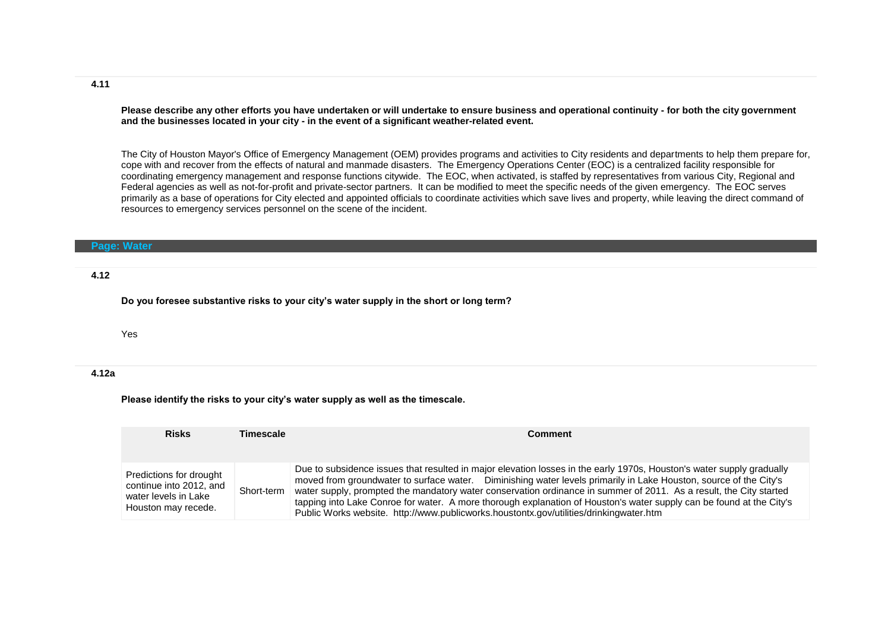**4.11**

**Please describe any other efforts you have undertaken or will undertake to ensure business and operational continuity - for both the city government and the businesses located in your city - in the event of a significant weather-related event.**

The City of Houston Mayor's Office of Emergency Management (OEM) provides programs and activities to City residents and departments to help them prepare for, cope with and recover from the effects of natural and manmade disasters. The Emergency Operations Center (EOC) is a centralized facility responsible for coordinating emergency management and response functions citywide. The EOC, when activated, is staffed by representatives from various City, Regional and Federal agencies as well as not-for-profit and private-sector partners. It can be modified to meet the specific needs of the given emergency. The EOC serves primarily as a base of operations for City elected and appointed officials to coordinate activities which save lives and property, while leaving the direct command of resources to emergency services personnel on the scene of the incident.

## Page: Water

**4.12**

**Do you foresee substantive risks to your city's water supply in the short or long term?**

Yes

**4.12a**

**Please identify the risks to your city's water supply as well as the timescale.**

| Risks | Timescale | Comment |
|---|---|---|
| Predictions for drought continue into 2012, and water levels in Lake Houston may recede. | Short-term | Due to subsidence issues that resulted in major elevation losses in the early 1970s, Houston's water supply gradually moved from groundwater to surface water. Diminishing water levels primarily in Lake Houston, source of the City's water supply, prompted the mandatory water conservation ordinance in summer of 2011. As a result, the City started tapping into Lake Conroe for water. A more thorough explanation of Houston's water supply can be found at the City's Public Works website. http://www.publicworks.houstontx.gov/utilities/drinkingwater.htm |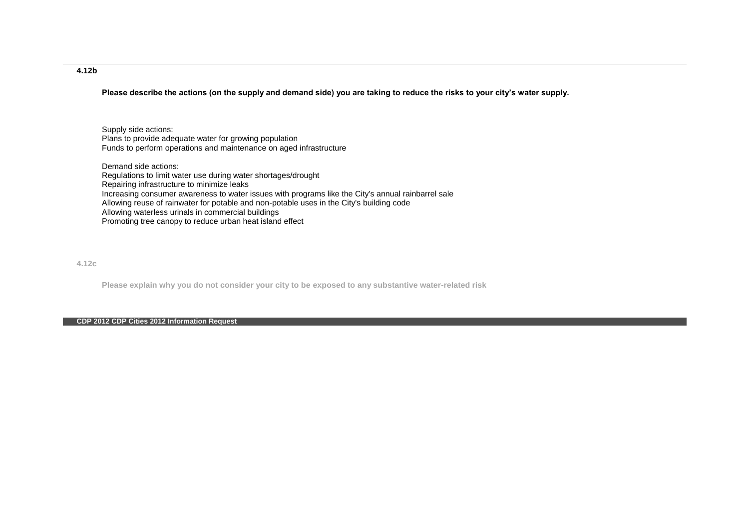**4.12b**

**Please describe the actions (on the supply and demand side) you are taking to reduce the risks to your city's water supply.**

Supply side actions:
Plans to provide adequate water for growing population
Funds to perform operations and maintenance on aged infrastructure

Demand side actions:
Regulations to limit water use during water shortages/drought
Repairing infrastructure to minimize leaks
Increasing consumer awareness to water issues with programs like the City's annual rainbarrel sale
Allowing reuse of rainwater for potable and non-potable uses in the City's building code
Allowing waterless urinals in commercial buildings
Promoting tree canopy to reduce urban heat island effect

**4.12c**

**Please explain why you do not consider your city to be exposed to any substantive water-related risk**